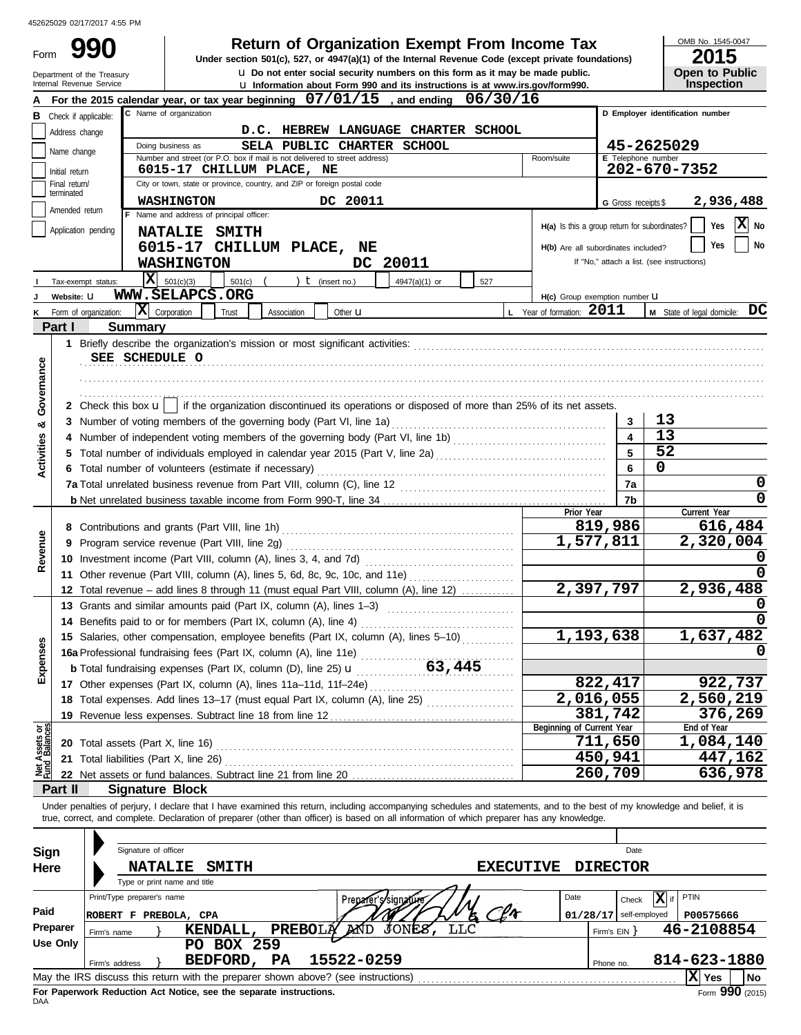452625029 02/17/2017 4:55 PM

# Form 990 — Return of Organization Exempt From Income Tax

**Under section 501(c), 527, or 4947(a)(1) of the Internal Revenue Code (except private foundations)**

u Do not enter social security numbers on this form as it may be made public.
u Information about Form 990 and its instructions is at www.irs.gov/form990.

Department of the Treasury
Internal Revenue Service

OMB No. 1545-0047
**2015**
**Open to Public Inspection**

**A** For the 2015 calendar year, or tax year beginning **07/01/15**, and ending **06/30/16**

**B** Check if applicable:
- [ ] Address change
- [ ] Name change
- [ ] Initial return
- [ ] Final return/terminated
- [ ] Amended return
- [ ] Application pending

**C** Name of organization: **D.C. HEBREW LANGUAGE CHARTER SCHOOL**
Doing business as: **SELA PUBLIC CHARTER SCHOOL**
Number and street (or P.O. box if mail is not delivered to street address): **6015-17 CHILLUM PLACE, NE**
City or town, state or province, country, and ZIP or foreign postal code: **WASHINGTON DC 20011**

**D** Employer identification number: **45-2625029**
**E** Telephone number: **202-670-7352**
**G** Gross receipts $ **2,936,488**

**F** Name and address of principal officer:
**NATALIE SMITH**
**6015-17 CHILLUM PLACE, NE**
**WASHINGTON DC 20011**

**H(a)** Is this a group return for subordinates? [ ] Yes [X] No
**H(b)** Are all subordinates included? [ ] Yes [ ] No
If "No," attach a list. (see instructions)
**H(c)** Group exemption number u

**I** Tax-exempt status: [X] 501(c)(3) [ ] 501(c) ( ) t (insert no.) [ ] 4947(a)(1) or [ ] 527

**J** Website: u **WWW.SELAPCS.ORG**

**K** Form of organization: [X] Corporation [ ] Trust [ ] Association [ ] Other u
**L** Year of formation: **2011**
**M** State of legal domicile: **DC**

## Part I — Summary

**Activities & Governance**

1 Briefly describe the organization's mission or most significant activities:
SEE SCHEDULE O

2 Check this box u [ ] if the organization discontinued its operations or disposed of more than 25% of its net assets.

| | | | |
|---|---|---|---|
| 3 | Number of voting members of the governing body (Part VI, line 1a) | 3 | 13 |
| 4 | Number of independent voting members of the governing body (Part VI, line 1b) | 4 | 13 |
| 5 | Total number of individuals employed in calendar year 2015 (Part V, line 2a) | 5 | 52 |
| 6 | Total number of volunteers (estimate if necessary) | 6 | 0 |
| 7a | Total unrelated business revenue from Part VIII, column (C), line 12 | 7a | 0 |
| b | Net unrelated business taxable income from Form 990-T, line 34 | 7b | 0 |

| | | Prior Year | Current Year |
|---|---|---|---|
| **Revenue** | | | |
| 8 | Contributions and grants (Part VIII, line 1h) | 819,986 | 616,484 |
| 9 | Program service revenue (Part VIII, line 2g) | 1,577,811 | 2,320,004 |
| 10 | Investment income (Part VIII, column (A), lines 3, 4, and 7d) | | 0 |
| 11 | Other revenue (Part VIII, column (A), lines 5, 6d, 8c, 9c, 10c, and 11e) | | 0 |
| 12 | Total revenue – add lines 8 through 11 (must equal Part VIII, column (A), line 12) | 2,397,797 | 2,936,488 |
| **Expenses** | | | |
| 13 | Grants and similar amounts paid (Part IX, column (A), lines 1–3) | | 0 |
| 14 | Benefits paid to or for members (Part IX, column (A), line 4) | | 0 |
| 15 | Salaries, other compensation, employee benefits (Part IX, column (A), lines 5–10) | 1,193,638 | 1,637,482 |
| 16a | Professional fundraising fees (Part IX, column (A), line 11e) | | 0 |
| b | Total fundraising expenses (Part IX, column (D), line 25) u 63,445 | | |
| 17 | Other expenses (Part IX, column (A), lines 11a–11d, 11f–24e) | 822,417 | 922,737 |
| 18 | Total expenses. Add lines 13–17 (must equal Part IX, column (A), line 25) | 2,016,055 | 2,560,219 |
| 19 | Revenue less expenses. Subtract line 18 from line 12 | 381,742 | 376,269 |

| **Net Assets or Fund Balances** | | Beginning of Current Year | End of Year |
|---|---|---|---|
| 20 | Total assets (Part X, line 16) | 711,650 | 1,084,140 |
| 21 | Total liabilities (Part X, line 26) | 450,941 | 447,162 |
| 22 | Net assets or fund balances. Subtract line 21 from line 20 | 260,709 | 636,978 |

## Part II — Signature Block

Under penalties of perjury, I declare that I have examined this return, including accompanying schedules and statements, and to the best of my knowledge and belief, it is true, correct, and complete. Declaration of preparer (other than officer) is based on all information of which preparer has any knowledge.

**Sign Here**

Signature of officer — Date

**NATALIE SMITH — EXECUTIVE DIRECTOR**
Type or print name and title

**Paid Preparer Use Only**

| Print/Type preparer's name | Preparer's signature | Date | Check [X] if self-employed | PTIN |
|---|---|---|---|---|
| ROBERT F PREBOLA, CPA | | 01/28/17 | | P00575666 |

Firm's name } **KENDALL, PREBOLA AND JONES, LLC** — Firm's EIN } **46-2108854**
Firm's address } **PO BOX 259, BEDFORD, PA 15522-0259** — Phone no. **814-623-1880**

May the IRS discuss this return with the preparer shown above? (see instructions) [X] Yes [ ] No

**For Paperwork Reduction Act Notice, see the separate instructions.**
DAA
Form **990** (2015)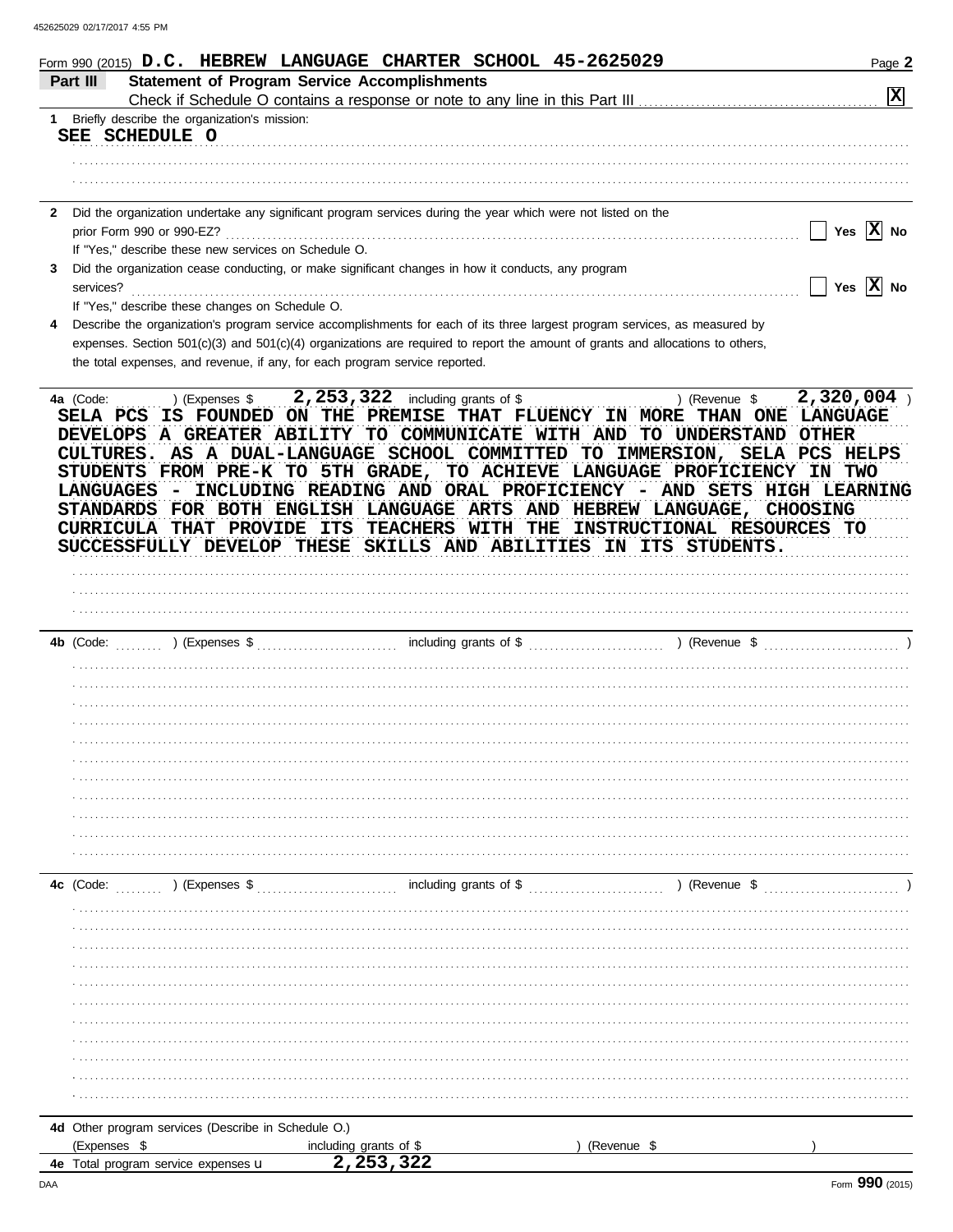Form 990 (2015) **D.C. HEBREW LANGUAGE CHARTER SCHOOL 45-2625029** Page 2

**Part III Statement of Program Service Accomplishments**

Check if Schedule O contains a response or note to any line in this Part III ..... [X]

1 Briefly describe the organization's mission:

SEE SCHEDULE O

2 Did the organization undertake any significant program services during the year which were not listed on the prior Form 990 or 990-EZ? ..... [ ] Yes [X] No

If "Yes," describe these new services on Schedule O.

3 Did the organization cease conducting, or make significant changes in how it conducts, any program services? ..... [ ] Yes [X] No

If "Yes," describe these changes on Schedule O.

4 Describe the organization's program service accomplishments for each of its three largest program services, as measured by expenses. Section 501(c)(3) and 501(c)(4) organizations are required to report the amount of grants and allocations to others, the total expenses, and revenue, if any, for each program service reported.

4a (Code: ) (Expenses $ 2,253,322 including grants of $ ) (Revenue $ 2,320,004 )

SELA PCS IS FOUNDED ON THE PREMISE THAT FLUENCY IN MORE THAN ONE LANGUAGE DEVELOPS A GREATER ABILITY TO COMMUNICATE WITH AND TO UNDERSTAND OTHER CULTURES. AS A DUAL-LANGUAGE SCHOOL COMMITTED TO IMMERSION, SELA PCS HELPS STUDENTS FROM PRE-K TO 5TH GRADE, TO ACHIEVE LANGUAGE PROFICIENCY IN TWO LANGUAGES - INCLUDING READING AND ORAL PROFICIENCY - AND SETS HIGH LEARNING STANDARDS FOR BOTH ENGLISH LANGUAGE ARTS AND HEBREW LANGUAGE, CHOOSING CURRICULA THAT PROVIDE ITS TEACHERS WITH THE INSTRUCTIONAL RESOURCES TO SUCCESSFULLY DEVELOP THESE SKILLS AND ABILITIES IN ITS STUDENTS.

4b (Code: ) (Expenses $ including grants of $ ) (Revenue $ )

4c (Code: ) (Expenses $ including grants of $ ) (Revenue $ )

4d Other program services (Describe in Schedule O.)

(Expenses $ including grants of $ ) (Revenue $ )

4e Total program service expenses ▸ 2,253,322

Form **990** (2015)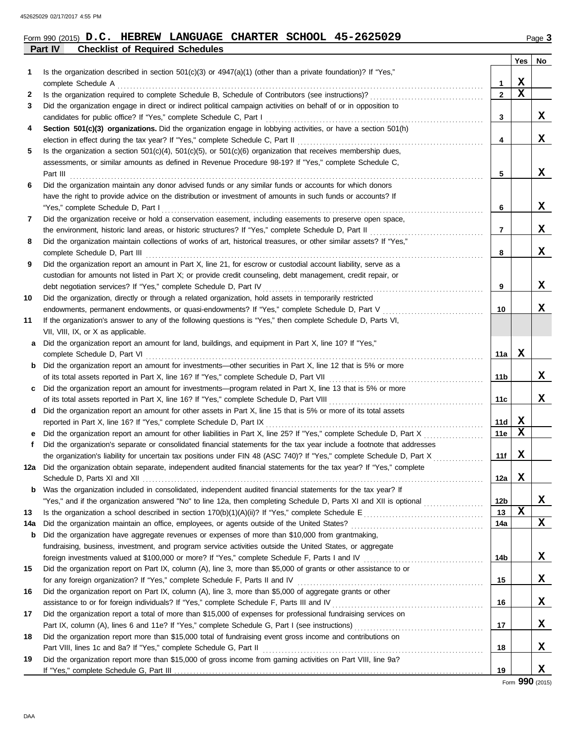Form 990 (2015) **D.C. HEBREW LANGUAGE CHARTER SCHOOL 45-2625029** Page **3**

**Part IV Checklist of Required Schedules**

| | | | Yes | No |
|---|---|---|---|---|
| **1** | Is the organization described in section 501(c)(3) or 4947(a)(1) (other than a private foundation)? If "Yes," complete Schedule A | **1** | X | |
| **2** | Is the organization required to complete Schedule B, Schedule of Contributors (see instructions)? | **2** | X | |
| **3** | Did the organization engage in direct or indirect political campaign activities on behalf of or in opposition to candidates for public office? If "Yes," complete Schedule C, Part I | **3** | | X |
| **4** | **Section 501(c)(3) organizations.** Did the organization engage in lobbying activities, or have a section 501(h) election in effect during the tax year? If "Yes," complete Schedule C, Part II | **4** | | X |
| **5** | Is the organization a section 501(c)(4), 501(c)(5), or 501(c)(6) organization that receives membership dues, assessments, or similar amounts as defined in Revenue Procedure 98-19? If "Yes," complete Schedule C, Part III | **5** | | X |
| **6** | Did the organization maintain any donor advised funds or any similar funds or accounts for which donors have the right to provide advice on the distribution or investment of amounts in such funds or accounts? If "Yes," complete Schedule D, Part I | **6** | | X |
| **7** | Did the organization receive or hold a conservation easement, including easements to preserve open space, the environment, historic land areas, or historic structures? If "Yes," complete Schedule D, Part II | **7** | | X |
| **8** | Did the organization maintain collections of works of art, historical treasures, or other similar assets? If "Yes," complete Schedule D, Part III | **8** | | X |
| **9** | Did the organization report an amount in Part X, line 21, for escrow or custodial account liability, serve as a custodian for amounts not listed in Part X; or provide credit counseling, debt management, credit repair, or debt negotiation services? If "Yes," complete Schedule D, Part IV | **9** | | X |
| **10** | Did the organization, directly or through a related organization, hold assets in temporarily restricted endowments, permanent endowments, or quasi-endowments? If "Yes," complete Schedule D, Part V | **10** | | X |
| **11** | If the organization's answer to any of the following questions is "Yes," then complete Schedule D, Parts VI, VII, VIII, IX, or X as applicable. | | | |
| **a** | Did the organization report an amount for land, buildings, and equipment in Part X, line 10? If "Yes," complete Schedule D, Part VI | **11a** | X | |
| **b** | Did the organization report an amount for investments—other securities in Part X, line 12 that is 5% or more of its total assets reported in Part X, line 16? If "Yes," complete Schedule D, Part VII | **11b** | | X |
| **c** | Did the organization report an amount for investments—program related in Part X, line 13 that is 5% or more of its total assets reported in Part X, line 16? If "Yes," complete Schedule D, Part VIII | **11c** | | X |
| **d** | Did the organization report an amount for other assets in Part X, line 15 that is 5% or more of its total assets reported in Part X, line 16? If "Yes," complete Schedule D, Part IX | **11d** | X | |
| **e** | Did the organization report an amount for other liabilities in Part X, line 25? If "Yes," complete Schedule D, Part X | **11e** | X | |
| **f** | Did the organization's separate or consolidated financial statements for the tax year include a footnote that addresses the organization's liability for uncertain tax positions under FIN 48 (ASC 740)? If "Yes," complete Schedule D, Part X | **11f** | X | |
| **12a** | Did the organization obtain separate, independent audited financial statements for the tax year? If "Yes," complete Schedule D, Parts XI and XII | **12a** | X | |
| **b** | Was the organization included in consolidated, independent audited financial statements for the tax year? If "Yes," and if the organization answered "No" to line 12a, then completing Schedule D, Parts XI and XII is optional | **12b** | | X |
| **13** | Is the organization a school described in section 170(b)(1)(A)(ii)? If "Yes," complete Schedule E | **13** | X | |
| **14a** | Did the organization maintain an office, employees, or agents outside of the United States? | **14a** | | X |
| **b** | Did the organization have aggregate revenues or expenses of more than $10,000 from grantmaking, fundraising, business, investment, and program service activities outside the United States, or aggregate foreign investments valued at $100,000 or more? If "Yes," complete Schedule F, Parts I and IV | **14b** | | X |
| **15** | Did the organization report on Part IX, column (A), line 3, more than $5,000 of grants or other assistance to or for any foreign organization? If "Yes," complete Schedule F, Parts II and IV | **15** | | X |
| **16** | Did the organization report on Part IX, column (A), line 3, more than $5,000 of aggregate grants or other assistance to or for foreign individuals? If "Yes," complete Schedule F, Parts III and IV | **16** | | X |
| **17** | Did the organization report a total of more than $15,000 of expenses for professional fundraising services on Part IX, column (A), lines 6 and 11e? If "Yes," complete Schedule G, Part I (see instructions) | **17** | | X |
| **18** | Did the organization report more than $15,000 total of fundraising event gross income and contributions on Part VIII, lines 1c and 8a? If "Yes," complete Schedule G, Part II | **18** | | X |
| **19** | Did the organization report more than $15,000 of gross income from gaming activities on Part VIII, line 9a? If "Yes," complete Schedule G, Part III | **19** | | X |

Form **990** (2015)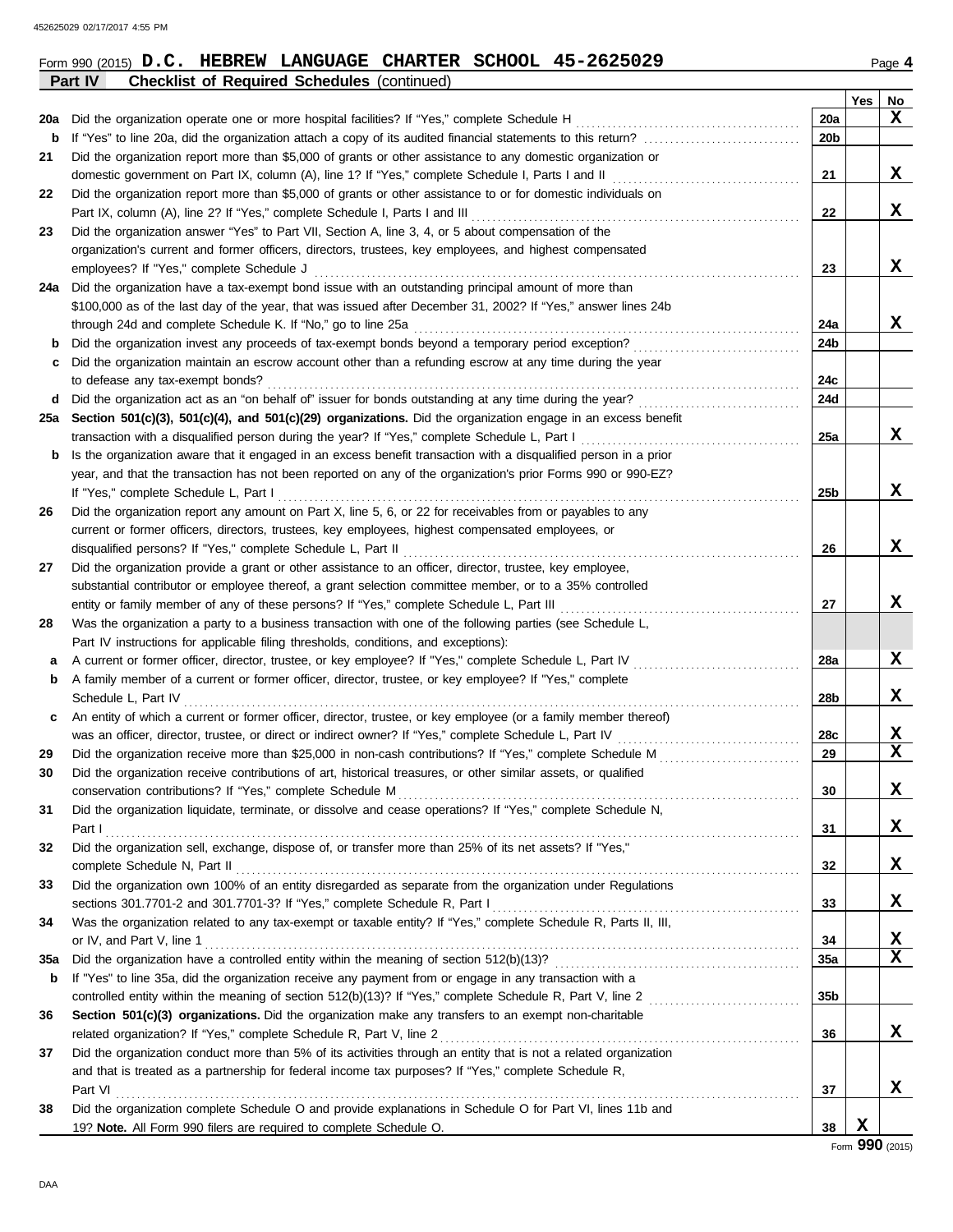Form 990 (2015) **D.C. HEBREW LANGUAGE CHARTER SCHOOL 45-2625029** Page **4**

**Part IV** **Checklist of Required Schedules** (continued)

| | | | Yes | No |
|---|---|---|---|---|
| **20a** | Did the organization operate one or more hospital facilities? If "Yes," complete Schedule H | **20a** | | X |
| **b** | If "Yes" to line 20a, did the organization attach a copy of its audited financial statements to this return? | **20b** | | |
| **21** | Did the organization report more than $5,000 of grants or other assistance to any domestic organization or domestic government on Part IX, column (A), line 1? If "Yes," complete Schedule I, Parts I and II | **21** | | X |
| **22** | Did the organization report more than $5,000 of grants or other assistance to or for domestic individuals on Part IX, column (A), line 2? If "Yes," complete Schedule I, Parts I and III | **22** | | X |
| **23** | Did the organization answer "Yes" to Part VII, Section A, line 3, 4, or 5 about compensation of the organization's current and former officers, directors, trustees, key employees, and highest compensated employees? If "Yes," complete Schedule J | **23** | | X |
| **24a** | Did the organization have a tax-exempt bond issue with an outstanding principal amount of more than $100,000 as of the last day of the year, that was issued after December 31, 2002? If "Yes," answer lines 24b through 24d and complete Schedule K. If "No," go to line 25a | **24a** | | X |
| **b** | Did the organization invest any proceeds of tax-exempt bonds beyond a temporary period exception? | **24b** | | |
| **c** | Did the organization maintain an escrow account other than a refunding escrow at any time during the year to defease any tax-exempt bonds? | **24c** | | |
| **d** | Did the organization act as an "on behalf of" issuer for bonds outstanding at any time during the year? | **24d** | | |
| **25a** | **Section 501(c)(3), 501(c)(4), and 501(c)(29) organizations.** Did the organization engage in an excess benefit transaction with a disqualified person during the year? If "Yes," complete Schedule L, Part I | **25a** | | X |
| **b** | Is the organization aware that it engaged in an excess benefit transaction with a disqualified person in a prior year, and that the transaction has not been reported on any of the organization's prior Forms 990 or 990-EZ? If "Yes," complete Schedule L, Part I | **25b** | | X |
| **26** | Did the organization report any amount on Part X, line 5, 6, or 22 for receivables from or payables to any current or former officers, directors, trustees, key employees, highest compensated employees, or disqualified persons? If "Yes," complete Schedule L, Part II | **26** | | X |
| **27** | Did the organization provide a grant or other assistance to an officer, director, trustee, key employee, substantial contributor or employee thereof, a grant selection committee member, or to a 35% controlled entity or family member of any of these persons? If "Yes," complete Schedule L, Part III | **27** | | X |
| **28** | Was the organization a party to a business transaction with one of the following parties (see Schedule L, Part IV instructions for applicable filing thresholds, conditions, and exceptions): | | | |
| **a** | A current or former officer, director, trustee, or key employee? If "Yes," complete Schedule L, Part IV | **28a** | | X |
| **b** | A family member of a current or former officer, director, trustee, or key employee? If "Yes," complete Schedule L, Part IV | **28b** | | X |
| **c** | An entity of which a current or former officer, director, trustee, or key employee (or a family member thereof) was an officer, director, trustee, or direct or indirect owner? If "Yes," complete Schedule L, Part IV | **28c** | | X |
| **29** | Did the organization receive more than $25,000 in non-cash contributions? If "Yes," complete Schedule M | **29** | | X |
| **30** | Did the organization receive contributions of art, historical treasures, or other similar assets, or qualified conservation contributions? If "Yes," complete Schedule M | **30** | | X |
| **31** | Did the organization liquidate, terminate, or dissolve and cease operations? If "Yes," complete Schedule N, Part I | **31** | | X |
| **32** | Did the organization sell, exchange, dispose of, or transfer more than 25% of its net assets? If "Yes," complete Schedule N, Part II | **32** | | X |
| **33** | Did the organization own 100% of an entity disregarded as separate from the organization under Regulations sections 301.7701-2 and 301.7701-3? If "Yes," complete Schedule R, Part I | **33** | | X |
| **34** | Was the organization related to any tax-exempt or taxable entity? If "Yes," complete Schedule R, Parts II, III, or IV, and Part V, line 1 | **34** | | X |
| **35a** | Did the organization have a controlled entity within the meaning of section 512(b)(13)? | **35a** | | X |
| **b** | If "Yes" to line 35a, did the organization receive any payment from or engage in any transaction with a controlled entity within the meaning of section 512(b)(13)? If "Yes," complete Schedule R, Part V, line 2 | **35b** | | |
| **36** | **Section 501(c)(3) organizations.** Did the organization make any transfers to an exempt non-charitable related organization? If "Yes," complete Schedule R, Part V, line 2 | **36** | | X |
| **37** | Did the organization conduct more than 5% of its activities through an entity that is not a related organization and that is treated as a partnership for federal income tax purposes? If "Yes," complete Schedule R, Part VI | **37** | | X |
| **38** | Did the organization complete Schedule O and provide explanations in Schedule O for Part VI, lines 11b and 19? **Note.** All Form 990 filers are required to complete Schedule O. | **38** | X | |

Form **990** (2015)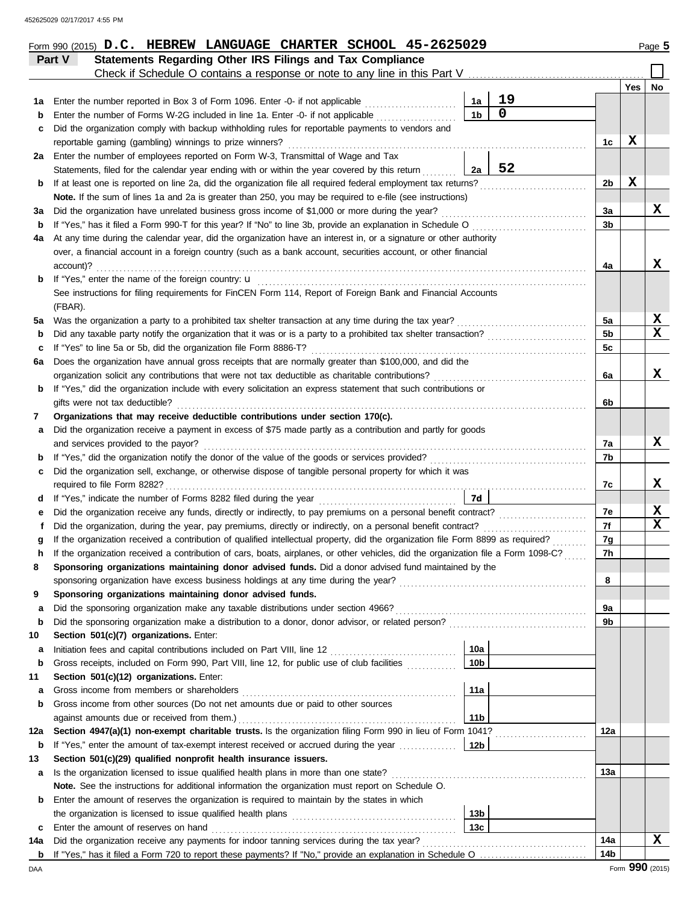Form 990 (2015) **D.C. HEBREW LANGUAGE CHARTER SCHOOL 45-2625029**

## Part V Statements Regarding Other IRS Filings and Tax Compliance

Check if Schedule O contains a response or note to any line in this Part V ☐

| | | | | | Yes | No |
|---|---|---|---|---|---|---|
| 1a | Enter the number reported in Box 3 of Form 1096. Enter -0- if not applicable | 1a | 19 | | | |
| b | Enter the number of Forms W-2G included in line 1a. Enter -0- if not applicable | 1b | 0 | | | |
| c | Did the organization comply with backup withholding rules for reportable payments to vendors and reportable gaming (gambling) winnings to prize winners? | | | 1c | X | |
| 2a | Enter the number of employees reported on Form W-3, Transmittal of Wage and Tax Statements, filed for the calendar year ending with or within the year covered by this return | 2a | 52 | | | |
| b | If at least one is reported on line 2a, did the organization file all required federal employment tax returns? | | | 2b | X | |
| | **Note.** If the sum of lines 1a and 2a is greater than 250, you may be required to e-file (see instructions) | | | | | |
| 3a | Did the organization have unrelated business gross income of $1,000 or more during the year? | | | 3a | | X |
| b | If "Yes," has it filed a Form 990-T for this year? If "No" to line 3b, provide an explanation in Schedule O | | | 3b | | |
| 4a | At any time during the calendar year, did the organization have an interest in, or a signature or other authority over, a financial account in a foreign country (such as a bank account, securities account, or other financial account)? | | | 4a | | X |
| b | If "Yes," enter the name of the foreign country: u | | | | | |
| | See instructions for filing requirements for FinCEN Form 114, Report of Foreign Bank and Financial Accounts (FBAR). | | | | | |
| 5a | Was the organization a party to a prohibited tax shelter transaction at any time during the tax year? | | | 5a | | X |
| b | Did any taxable party notify the organization that it was or is a party to a prohibited tax shelter transaction? | | | 5b | | X |
| c | If "Yes" to line 5a or 5b, did the organization file Form 8886-T? | | | 5c | | |
| 6a | Does the organization have annual gross receipts that are normally greater than $100,000, and did the organization solicit any contributions that were not tax deductible as charitable contributions? | | | 6a | | X |
| b | If "Yes," did the organization include with every solicitation an express statement that such contributions or gifts were not tax deductible? | | | 6b | | |
| 7 | **Organizations that may receive deductible contributions under section 170(c).** | | | | | |
| a | Did the organization receive a payment in excess of $75 made partly as a contribution and partly for goods and services provided to the payor? | | | 7a | | X |
| b | If "Yes," did the organization notify the donor of the value of the goods or services provided? | | | 7b | | |
| c | Did the organization sell, exchange, or otherwise dispose of tangible personal property for which it was required to file Form 8282? | | | 7c | | X |
| d | If "Yes," indicate the number of Forms 8282 filed during the year | 7d | | | | |
| e | Did the organization receive any funds, directly or indirectly, to pay premiums on a personal benefit contract? | | | 7e | | X |
| f | Did the organization, during the year, pay premiums, directly or indirectly, on a personal benefit contract? | | | 7f | | X |
| g | If the organization received a contribution of qualified intellectual property, did the organization file Form 8899 as required? | | | 7g | | |
| h | If the organization received a contribution of cars, boats, airplanes, or other vehicles, did the organization file a Form 1098-C? | | | 7h | | |
| 8 | **Sponsoring organizations maintaining donor advised funds.** Did a donor advised fund maintained by the sponsoring organization have excess business holdings at any time during the year? | | | 8 | | |
| 9 | **Sponsoring organizations maintaining donor advised funds.** | | | | | |
| a | Did the sponsoring organization make any taxable distributions under section 4966? | | | 9a | | |
| b | Did the sponsoring organization make a distribution to a donor, donor advisor, or related person? | | | 9b | | |
| 10 | **Section 501(c)(7) organizations.** Enter: | | | | | |
| a | Initiation fees and capital contributions included on Part VIII, line 12 | 10a | | | | |
| b | Gross receipts, included on Form 990, Part VIII, line 12, for public use of club facilities | 10b | | | | |
| 11 | **Section 501(c)(12) organizations.** Enter: | | | | | |
| a | Gross income from members or shareholders | 11a | | | | |
| b | Gross income from other sources (Do not net amounts due or paid to other sources against amounts due or received from them.) | 11b | | | | |
| 12a | **Section 4947(a)(1) non-exempt charitable trusts.** Is the organization filing Form 990 in lieu of Form 1041? | | | 12a | | |
| b | If "Yes," enter the amount of tax-exempt interest received or accrued during the year | 12b | | | | |
| 13 | **Section 501(c)(29) qualified nonprofit health insurance issuers.** | | | | | |
| a | Is the organization licensed to issue qualified health plans in more than one state? | | | 13a | | |
| | **Note.** See the instructions for additional information the organization must report on Schedule O. | | | | | |
| b | Enter the amount of reserves the organization is required to maintain by the states in which the organization is licensed to issue qualified health plans | 13b | | | | |
| c | Enter the amount of reserves on hand | 13c | | | | |
| 14a | Did the organization receive any payments for indoor tanning services during the tax year? | | | 14a | | X |
| b | If "Yes," has it filed a Form 720 to report these payments? If "No," provide an explanation in Schedule O | | | 14b | | |

Form **990** (2015)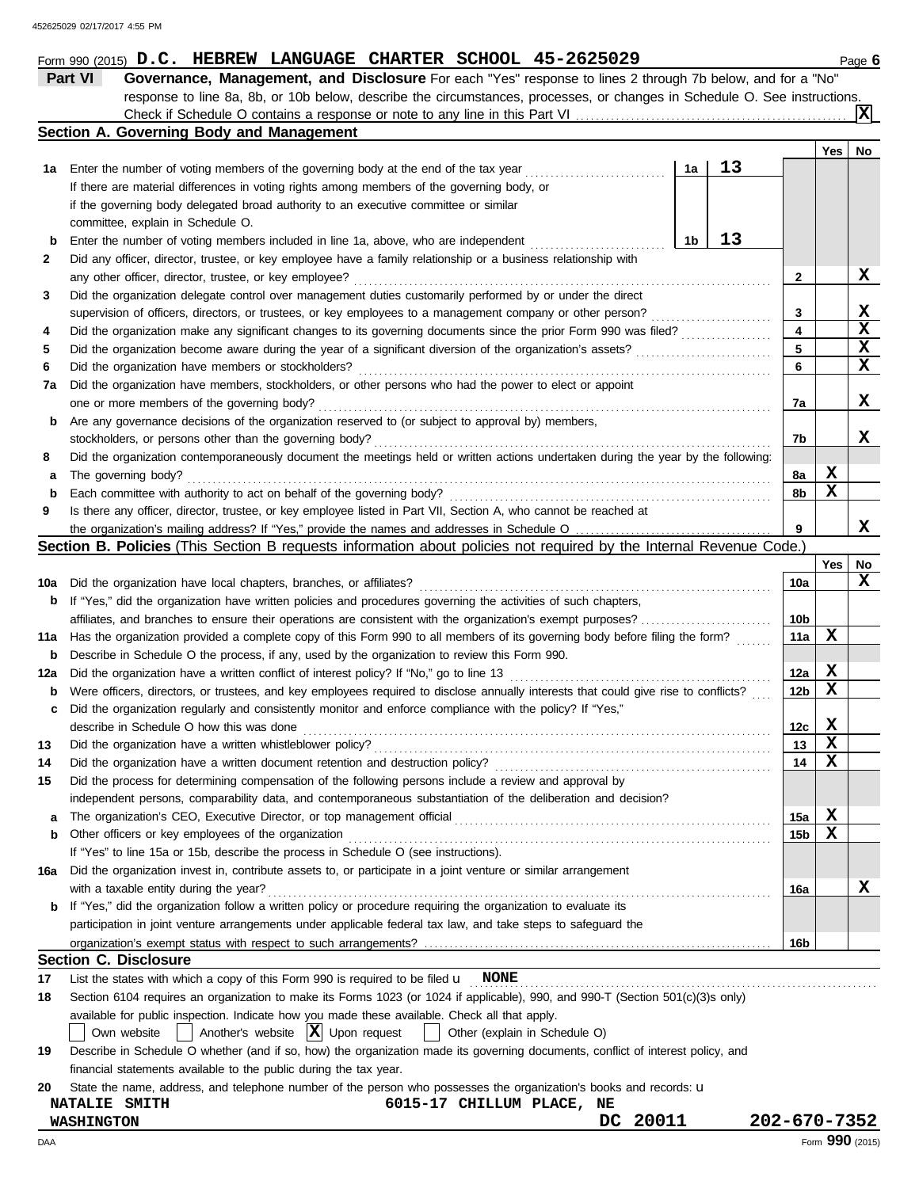452625029 02/17/2017 4:55 PM

Form 990 (2015) **D.C. HEBREW LANGUAGE CHARTER SCHOOL 45-2625029** Page **6**

## Part VI Governance, Management, and Disclosure

For each "Yes" response to lines 2 through 7b below, and for a "No" response to line 8a, 8b, or 10b below, describe the circumstances, processes, or changes in Schedule O. See instructions.

Check if Schedule O contains a response or note to any line in this Part VI ....... **X**

### Section A. Governing Body and Management

| | | | | Yes | No |
|---|---|---|---|---|---|
| **1a** | Enter the number of voting members of the governing body at the end of the tax year ... **1a** 13 <br> If there are material differences in voting rights among members of the governing body, or if the governing body delegated broad authority to an executive committee or similar committee, explain in Schedule O. | | | | |
| **b** | Enter the number of voting members included in line 1a, above, who are independent ... **1b** 13 | | | | |
| **2** | Did any officer, director, trustee, or key employee have a family relationship or a business relationship with any other officer, director, trustee, or key employee? | **2** | | | X |
| **3** | Did the organization delegate control over management duties customarily performed by or under the direct supervision of officers, directors, or trustees, or key employees to a management company or other person? | **3** | | | X |
| **4** | Did the organization make any significant changes to its governing documents since the prior Form 990 was filed? | **4** | | | X |
| **5** | Did the organization become aware during the year of a significant diversion of the organization's assets? | **5** | | | X |
| **6** | Did the organization have members or stockholders? | **6** | | | X |
| **7a** | Did the organization have members, stockholders, or other persons who had the power to elect or appoint one or more members of the governing body? | **7a** | | | X |
| **b** | Are any governance decisions of the organization reserved to (or subject to approval by) members, stockholders, or persons other than the governing body? | **7b** | | | X |
| **8** | Did the organization contemporaneously document the meetings held or written actions undertaken during the year by the following: | | | | |
| **a** | The governing body? | **8a** | | X | |
| **b** | Each committee with authority to act on behalf of the governing body? | **8b** | | X | |
| **9** | Is there any officer, director, trustee, or key employee listed in Part VII, Section A, who cannot be reached at the organization's mailing address? If "Yes," provide the names and addresses in Schedule O | **9** | | | X |

### Section B. Policies (This Section B requests information about policies not required by the Internal Revenue Code.)

| | | | Yes | No |
|---|---|---|---|---|
| **10a** | Did the organization have local chapters, branches, or affiliates? | **10a** | | X |
| **b** | If "Yes," did the organization have written policies and procedures governing the activities of such chapters, affiliates, and branches to ensure their operations are consistent with the organization's exempt purposes? | **10b** | | |
| **11a** | Has the organization provided a complete copy of this Form 990 to all members of its governing body before filing the form? | **11a** | X | |
| **b** | Describe in Schedule O the process, if any, used by the organization to review this Form 990. | | | |
| **12a** | Did the organization have a written conflict of interest policy? If "No," go to line 13 | **12a** | X | |
| **b** | Were officers, directors, or trustees, and key employees required to disclose annually interests that could give rise to conflicts? | **12b** | X | |
| **c** | Did the organization regularly and consistently monitor and enforce compliance with the policy? If "Yes," describe in Schedule O how this was done | **12c** | X | |
| **13** | Did the organization have a written whistleblower policy? | **13** | X | |
| **14** | Did the organization have a written document retention and destruction policy? | **14** | X | |
| **15** | Did the process for determining compensation of the following persons include a review and approval by independent persons, comparability data, and contemporaneous substantiation of the deliberation and decision? | | | |
| **a** | The organization's CEO, Executive Director, or top management official | **15a** | X | |
| **b** | Other officers or key employees of the organization | **15b** | X | |
| | If "Yes" to line 15a or 15b, describe the process in Schedule O (see instructions). | | | |
| **16a** | Did the organization invest in, contribute assets to, or participate in a joint venture or similar arrangement with a taxable entity during the year? | **16a** | | X |
| **b** | If "Yes," did the organization follow a written policy or procedure requiring the organization to evaluate its participation in joint venture arrangements under applicable federal tax law, and take steps to safeguard the organization's exempt status with respect to such arrangements? | **16b** | | |

### Section C. Disclosure

**17** List the states with which a copy of this Form 990 is required to be filed u **NONE**

**18** Section 6104 requires an organization to make its Forms 1023 (or 1024 if applicable), 990, and 990-T (Section 501(c)(3)s only) available for public inspection. Indicate how you made these available. Check all that apply.

☐ Own website ☐ Another's website ☒ Upon request ☐ Other (explain in Schedule O)

**19** Describe in Schedule O whether (and if so, how) the organization made its governing documents, conflict of interest policy, and financial statements available to the public during the tax year.

**20** State the name, address, and telephone number of the person who possesses the organization's books and records: u

**NATALIE SMITH** **6015-17 CHILLUM PLACE, NE**
**WASHINGTON** **DC 20011** **202-670-7352**

DAA Form **990** (2015)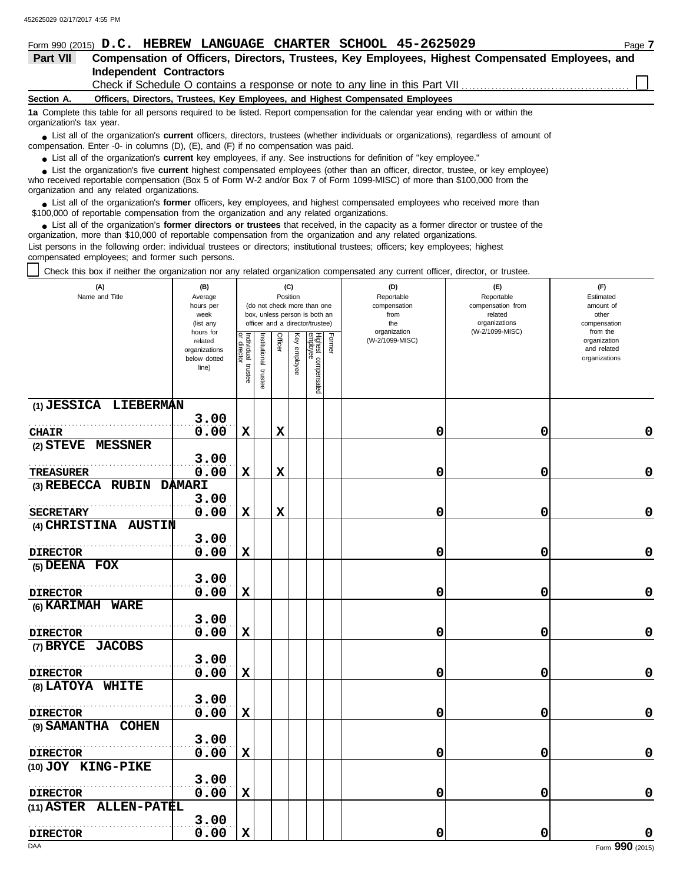Form 990 (2015) **D.C. HEBREW LANGUAGE CHARTER SCHOOL 45-2625029**

## Part VII Compensation of Officers, Directors, Trustees, Key Employees, Highest Compensated Employees, and Independent Contractors

Check if Schedule O contains a response or note to any line in this Part VII ☐

### Section A. Officers, Directors, Trustees, Key Employees, and Highest Compensated Employees

**1a** Complete this table for all persons required to be listed. Report compensation for the calendar year ending with or within the organization's tax year.

- List all of the organization's **current** officers, directors, trustees (whether individuals or organizations), regardless of amount of compensation. Enter -0- in columns (D), (E), and (F) if no compensation was paid.
- List all of the organization's **current** key employees, if any. See instructions for definition of "key employee."
- List the organization's five **current** highest compensated employees (other than an officer, director, trustee, or key employee) who received reportable compensation (Box 5 of Form W-2 and/or Box 7 of Form 1099-MISC) of more than $100,000 from the organization and any related organizations.
- List all of the organization's **former** officers, key employees, and highest compensated employees who received more than $100,000 of reportable compensation from the organization and any related organizations.
- List all of the organization's **former directors or trustees** that received, in the capacity as a former director or trustee of the organization, more than $10,000 of reportable compensation from the organization and any related organizations.

List persons in the following order: individual trustees or directors; institutional trustees; officers; key employees; highest compensated employees; and former such persons.

☐ Check this box if neither the organization nor any related organization compensated any current officer, director, or trustee.

| (A) Name and Title | (B) Average hours per week (list any hours for related organizations below dotted line) | (C) Position (do not check more than one box, unless person is both an officer and a director/trustee) | | | | | | (D) Reportable compensation from the organization (W-2/1099-MISC) | (E) Reportable compensation from related organizations (W-2/1099-MISC) | (F) Estimated amount of other compensation from the organization and related organizations |
|---|---|---|---|---|---|---|---|---|---|---|
| | | Individual trustee or director | Institutional trustee | Officer | Key employee | Highest compensated employee | Former | | | |
| (1) JESSICA LIEBERMAN<br>CHAIR | 3.00<br>0.00 | X | | X | | | | 0 | 0 | 0 |
| (2) STEVE MESSNER<br>TREASURER | 3.00<br>0.00 | X | | X | | | | 0 | 0 | 0 |
| (3) REBECCA RUBIN DAMARI<br>SECRETARY | 3.00<br>0.00 | X | | X | | | | 0 | 0 | 0 |
| (4) CHRISTINA AUSTIN<br>DIRECTOR | 3.00<br>0.00 | X | | | | | | 0 | 0 | 0 |
| (5) DEENA FOX<br>DIRECTOR | 3.00<br>0.00 | X | | | | | | 0 | 0 | 0 |
| (6) KARIMAH WARE<br>DIRECTOR | 3.00<br>0.00 | X | | | | | | 0 | 0 | 0 |
| (7) BRYCE JACOBS<br>DIRECTOR | 3.00<br>0.00 | X | | | | | | 0 | 0 | 0 |
| (8) LATOYA WHITE<br>DIRECTOR | 3.00<br>0.00 | X | | | | | | 0 | 0 | 0 |
| (9) SAMANTHA COHEN<br>DIRECTOR | 3.00<br>0.00 | X | | | | | | 0 | 0 | 0 |
| (10) JOY KING-PIKE<br>DIRECTOR | 3.00<br>0.00 | X | | | | | | 0 | 0 | 0 |
| (11) ASTER ALLEN-PATEL<br>DIRECTOR | 3.00<br>0.00 | X | | | | | | 0 | 0 | 0 |

Form **990** (2015)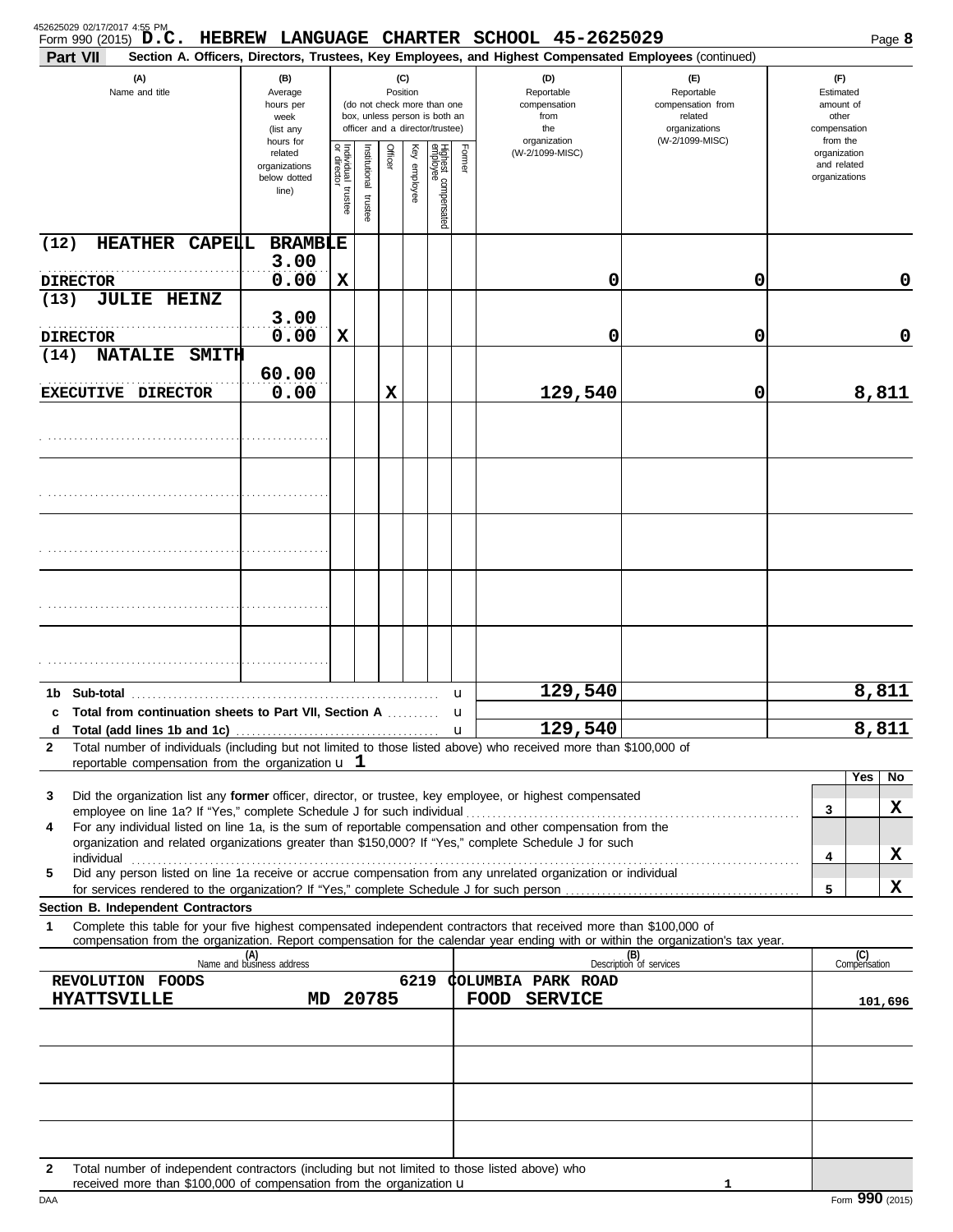Form 990 (2015) **D.C. HEBREW LANGUAGE CHARTER SCHOOL 45-2625029**

**Part VII** Section A. Officers, Directors, Trustees, Key Employees, and Highest Compensated Employees (continued)

| (A) Name and title | (B) Average hours per week (list any hours for related organizations below dotted line) | (C) Position: Individual trustee or director | Institutional trustee | Officer | Key employee | Highest compensated employee | Former | (D) Reportable compensation from the organization (W-2/1099-MISC) | (E) Reportable compensation from related organizations (W-2/1099-MISC) | (F) Estimated amount of other compensation from the organization and related organizations |
|---|---|---|---|---|---|---|---|---|---|---|
| (12) HEATHER CAPELL BRAMBLE<br>DIRECTOR | 3.00<br>0.00 | X | | | | | | 0 | 0 | 0 |
| (13) JULIE HEINZ<br>DIRECTOR | 3.00<br>0.00 | X | | | | | | 0 | 0 | 0 |
| (14) NATALIE SMITH<br>EXECUTIVE DIRECTOR | 60.00<br>0.00 | | | X | | | | 129,540 | 0 | 8,811 |
| | | | | | | | | | | |
| | | | | | | | | | | |
| | | | | | | | | | | |
| | | | | | | | | | | |
| | | | | | | | | | | |

| | | (D) | (E) | (F) |
|---|---|---|---|---|
| 1b | Sub-total | 129,540 | | 8,811 |
| c | Total from continuation sheets to Part VII, Section A | | | |
| d | Total (add lines 1b and 1c) | 129,540 | | 8,811 |

2 Total number of individuals (including but not limited to those listed above) who received more than $100,000 of reportable compensation from the organization u **1**

| | | | Yes | No |
|---|---|---|---|---|
| 3 | Did the organization list any **former** officer, director, or trustee, key employee, or highest compensated employee on line 1a? If "Yes," complete Schedule J for such individual | 3 | | X |
| 4 | For any individual listed on line 1a, is the sum of reportable compensation and other compensation from the organization and related organizations greater than $150,000? If "Yes," complete Schedule J for such individual | 4 | | X |
| 5 | Did any person listed on line 1a receive or accrue compensation from any unrelated organization or individual for services rendered to the organization? If "Yes," complete Schedule J for such person | 5 | | X |

**Section B. Independent Contractors**

1 Complete this table for your five highest compensated independent contractors that received more than $100,000 of compensation from the organization. Report compensation for the calendar year ending with or within the organization's tax year.

| (A) Name and business address | (B) Description of services | (C) Compensation |
|---|---|---|
| REVOLUTION FOODS 6219 COLUMBIA PARK ROAD<br>HYATTSVILLE MD 20785 | FOOD SERVICE | 101,696 |
| | | |
| | | |
| | | |
| | | |

2 Total number of independent contractors (including but not limited to those listed above) who received more than $100,000 of compensation from the organization u **1**

Form **990** (2015)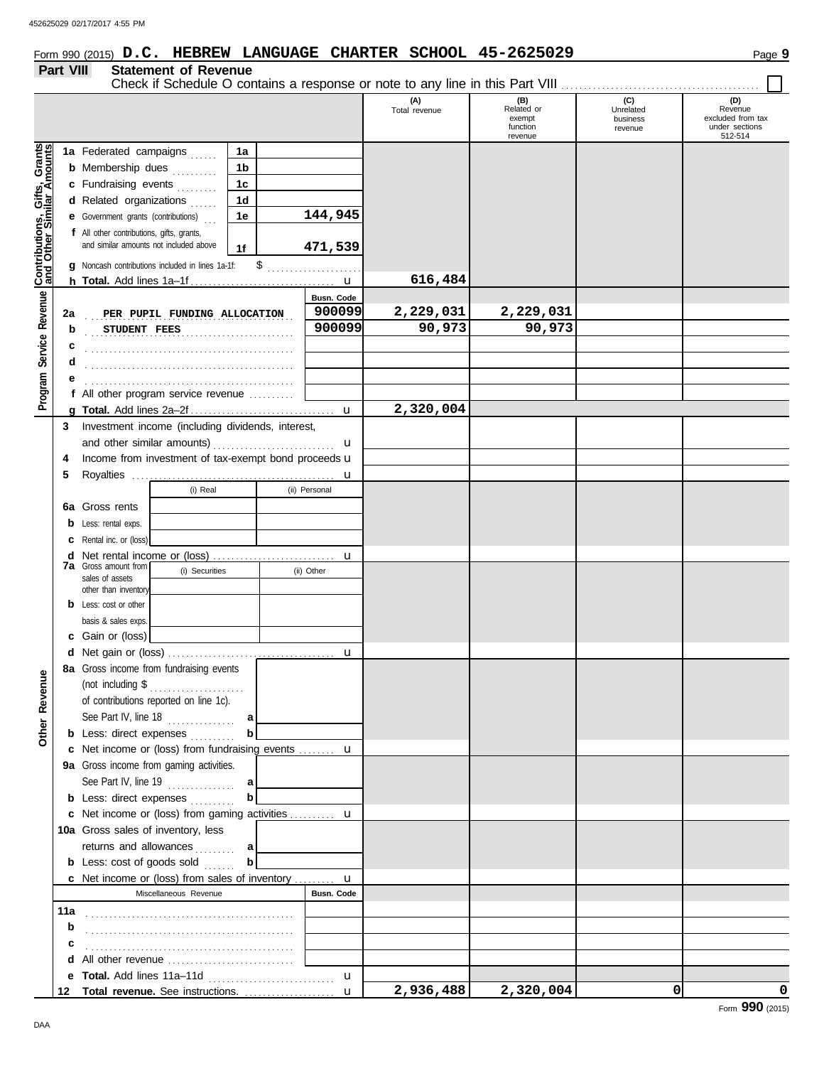Form 990 (2015) **D.C. HEBREW LANGUAGE CHARTER SCHOOL 45-2625029**

## Part VIII Statement of Revenue

Check if Schedule O contains a response or note to any line in this Part VIII ☐

| | | | | (A) Total revenue | (B) Related or exempt function revenue | (C) Unrelated business revenue | (D) Revenue excluded from tax under sections 512-514 |
|---|---|---|---|---|---|---|---|
| **Contributions, Gifts, Grants and Other Similar Amounts** | 1a Federated campaigns | 1a | | | | | |
| | b Membership dues | 1b | | | | | |
| | c Fundraising events | 1c | | | | | |
| | d Related organizations | 1d | | | | | |
| | e Government grants (contributions) | 1e | 144,945 | | | | |
| | f All other contributions, gifts, grants, and similar amounts not included above | 1f | 471,539 | | | | |
| | g Noncash contributions included in lines 1a-1f: $ | | | | | | |
| | h **Total.** Add lines 1a–1f | | | 616,484 | | | |
| **Program Service Revenue** | | | Busn. Code | | | | |
| | 2a PER PUPIL FUNDING ALLOCATION | | 900099 | 2,229,031 | 2,229,031 | | |
| | b STUDENT FEES | | 900099 | 90,973 | 90,973 | | |
| | c | | | | | | |
| | d | | | | | | |
| | e | | | | | | |
| | f All other program service revenue | | | | | | |
| | g **Total.** Add lines 2a–2f | | | 2,320,004 | | | |
| **Other Revenue** | 3 Investment income (including dividends, interest, and other similar amounts) | | | | | | |
| | 4 Income from investment of tax-exempt bond proceeds | | | | | | |
| | 5 Royalties | | | | | | |
| | | (i) Real | (ii) Personal | | | | |
| | 6a Gross rents | | | | | | |
| | b Less: rental exps. | | | | | | |
| | c Rental inc. or (loss) | | | | | | |
| | d Net rental income or (loss) | | | | | | |
| | 7a Gross amount from sales of assets other than inventory | (i) Securities | (ii) Other | | | | |
| | b Less: cost or other basis & sales exps. | | | | | | |
| | c Gain or (loss) | | | | | | |
| | d Net gain or (loss) | | | | | | |
| | 8a Gross income from fundraising events (not including $ of contributions reported on line 1c). See Part IV, line 18 | a | | | | | |
| | b Less: direct expenses | b | | | | | |
| | c Net income or (loss) from fundraising events | | | | | | |
| | 9a Gross income from gaming activities. See Part IV, line 19 | a | | | | | |
| | b Less: direct expenses | b | | | | | |
| | c Net income or (loss) from gaming activities | | | | | | |
| | 10a Gross sales of inventory, less returns and allowances | a | | | | | |
| | b Less: cost of goods sold | b | | | | | |
| | c Net income or (loss) from sales of inventory | | | | | | |
| | Miscellaneous Revenue | | Busn. Code | | | | |
| | 11a | | | | | | |
| | b | | | | | | |
| | c | | | | | | |
| | d All other revenue | | | | | | |
| | e **Total.** Add lines 11a–11d | | | | | | |
| | 12 **Total revenue.** See instructions. | | | 2,936,488 | 2,320,004 | 0 | 0 |

Form **990** (2015)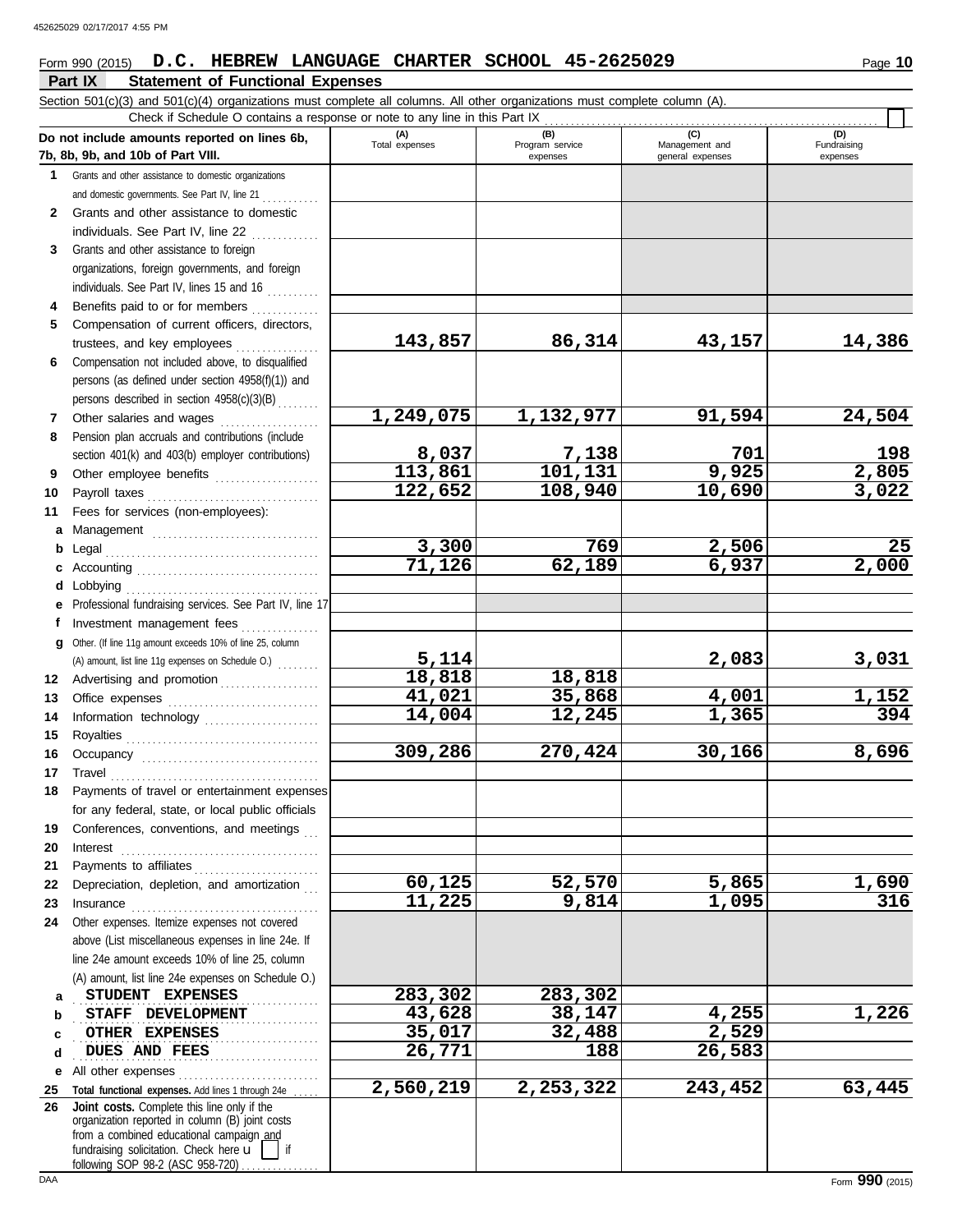Form 990 (2015) **D.C. HEBREW LANGUAGE CHARTER SCHOOL 45-2625029**

## Part IX Statement of Functional Expenses

Section 501(c)(3) and 501(c)(4) organizations must complete all columns. All other organizations must complete column (A).

Check if Schedule O contains a response or note to any line in this Part IX

| Do not include amounts reported on lines 6b, 7b, 8b, 9b, and 10b of Part VIII. | (A) Total expenses | (B) Program service expenses | (C) Management and general expenses | (D) Fundraising expenses |
|---|---|---|---|---|
| 1 Grants and other assistance to domestic organizations and domestic governments. See Part IV, line 21 | | | | |
| 2 Grants and other assistance to domestic individuals. See Part IV, line 22 | | | | |
| 3 Grants and other assistance to foreign organizations, foreign governments, and foreign individuals. See Part IV, lines 15 and 16 | | | | |
| 4 Benefits paid to or for members | | | | |
| 5 Compensation of current officers, directors, trustees, and key employees | 143,857 | 86,314 | 43,157 | 14,386 |
| 6 Compensation not included above, to disqualified persons (as defined under section 4958(f)(1)) and persons described in section 4958(c)(3)(B) | | | | |
| 7 Other salaries and wages | 1,249,075 | 1,132,977 | 91,594 | 24,504 |
| 8 Pension plan accruals and contributions (include section 401(k) and 403(b) employer contributions) | 8,037 | 7,138 | 701 | 198 |
| 9 Other employee benefits | 113,861 | 101,131 | 9,925 | 2,805 |
| 10 Payroll taxes | 122,652 | 108,940 | 10,690 | 3,022 |
| 11 Fees for services (non-employees): | | | | |
| a Management | | | | |
| b Legal | 3,300 | 769 | 2,506 | 25 |
| c Accounting | 71,126 | 62,189 | 6,937 | 2,000 |
| d Lobbying | | | | |
| e Professional fundraising services. See Part IV, line 17 | | | | |
| f Investment management fees | | | | |
| g Other. (If line 11g amount exceeds 10% of line 25, column (A) amount, list line 11g expenses on Schedule O.) | 5,114 | | 2,083 | 3,031 |
| 12 Advertising and promotion | 18,818 | 18,818 | | |
| 13 Office expenses | 41,021 | 35,868 | 4,001 | 1,152 |
| 14 Information technology | 14,004 | 12,245 | 1,365 | 394 |
| 15 Royalties | | | | |
| 16 Occupancy | 309,286 | 270,424 | 30,166 | 8,696 |
| 17 Travel | | | | |
| 18 Payments of travel or entertainment expenses for any federal, state, or local public officials | | | | |
| 19 Conferences, conventions, and meetings | | | | |
| 20 Interest | | | | |
| 21 Payments to affiliates | | | | |
| 22 Depreciation, depletion, and amortization | 60,125 | 52,570 | 5,865 | 1,690 |
| 23 Insurance | 11,225 | 9,814 | 1,095 | 316 |
| 24 Other expenses. Itemize expenses not covered above (List miscellaneous expenses in line 24e. If line 24e amount exceeds 10% of line 25, column (A) amount, list line 24e expenses on Schedule O.) | | | | |
| a STUDENT EXPENSES | 283,302 | 283,302 | | |
| b STAFF DEVELOPMENT | 43,628 | 38,147 | 4,255 | 1,226 |
| c OTHER EXPENSES | 35,017 | 32,488 | 2,529 | |
| d DUES AND FEES | 26,771 | 188 | 26,583 | |
| e All other expenses | | | | |
| 25 Total functional expenses. Add lines 1 through 24e | 2,560,219 | 2,253,322 | 243,452 | 63,445 |
| 26 Joint costs. Complete this line only if the organization reported in column (B) joint costs from a combined educational campaign and fundraising solicitation. Check here ☐ if following SOP 98-2 (ASC 958-720) | | | | |

Form **990** (2015)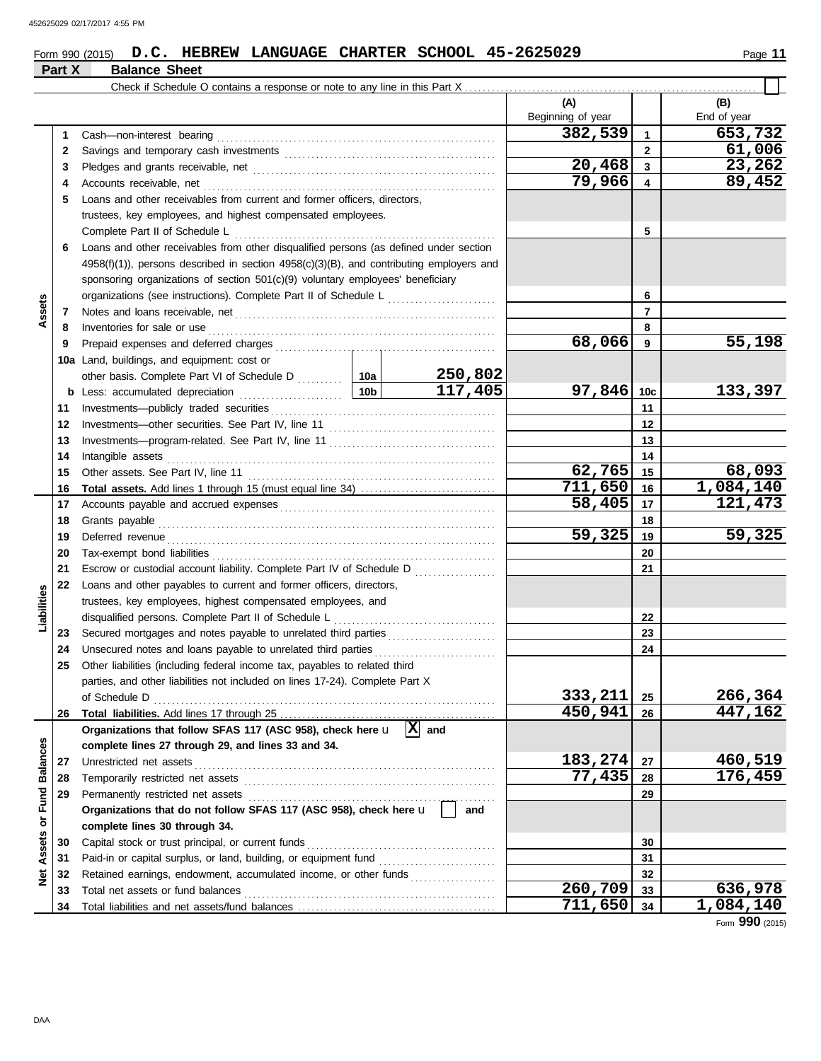Form 990 (2015) **D.C. HEBREW LANGUAGE CHARTER SCHOOL 45-2625029** Page **11**

## Part X Balance Sheet

Check if Schedule O contains a response or note to any line in this Part X ☐

| | | | | (A) Beginning of year | | (B) End of year |
|---|---|---|---|---|---|---|
| **Assets** | 1 | Cash—non-interest bearing | | 382,539 | 1 | 653,732 |
| | 2 | Savings and temporary cash investments | | | 2 | 61,006 |
| | 3 | Pledges and grants receivable, net | | 20,468 | 3 | 23,262 |
| | 4 | Accounts receivable, net | | 79,966 | 4 | 89,452 |
| | 5 | Loans and other receivables from current and former officers, directors, trustees, key employees, and highest compensated employees. Complete Part II of Schedule L | | | 5 | |
| | 6 | Loans and other receivables from other disqualified persons (as defined under section 4958(f)(1)), persons described in section 4958(c)(3)(B), and contributing employers and sponsoring organizations of section 501(c)(9) voluntary employees' beneficiary organizations (see instructions). Complete Part II of Schedule L | | | 6 | |
| | 7 | Notes and loans receivable, net | | | 7 | |
| | 8 | Inventories for sale or use | | | 8 | |
| | 9 | Prepaid expenses and deferred charges | | 68,066 | 9 | 55,198 |
| | 10a | Land, buildings, and equipment: cost or other basis. Complete Part VI of Schedule D | 10a 250,802 | | | |
| | b | Less: accumulated depreciation | 10b 117,405 | 97,846 | 10c | 133,397 |
| | 11 | Investments—publicly traded securities | | | 11 | |
| | 12 | Investments—other securities. See Part IV, line 11 | | | 12 | |
| | 13 | Investments—program-related. See Part IV, line 11 | | | 13 | |
| | 14 | Intangible assets | | | 14 | |
| | 15 | Other assets. See Part IV, line 11 | | 62,765 | 15 | 68,093 |
| | 16 | **Total assets.** Add lines 1 through 15 (must equal line 34) | | 711,650 | 16 | 1,084,140 |
| **Liabilities** | 17 | Accounts payable and accrued expenses | | 58,405 | 17 | 121,473 |
| | 18 | Grants payable | | | 18 | |
| | 19 | Deferred revenue | | 59,325 | 19 | 59,325 |
| | 20 | Tax-exempt bond liabilities | | | 20 | |
| | 21 | Escrow or custodial account liability. Complete Part IV of Schedule D | | | 21 | |
| | 22 | Loans and other payables to current and former officers, directors, trustees, key employees, highest compensated employees, and disqualified persons. Complete Part II of Schedule L | | | 22 | |
| | 23 | Secured mortgages and notes payable to unrelated third parties | | | 23 | |
| | 24 | Unsecured notes and loans payable to unrelated third parties | | | 24 | |
| | 25 | Other liabilities (including federal income tax, payables to related third parties, and other liabilities not included on lines 17-24). Complete Part X of Schedule D | | 333,211 | 25 | 266,364 |
| | 26 | **Total liabilities.** Add lines 17 through 25 | | 450,941 | 26 | 447,162 |
| **Net Assets or Fund Balances** | | **Organizations that follow SFAS 117 (ASC 958), check here** ☒ **and complete lines 27 through 29, and lines 33 and 34.** | | | | |
| | 27 | Unrestricted net assets | | 183,274 | 27 | 460,519 |
| | 28 | Temporarily restricted net assets | | 77,435 | 28 | 176,459 |
| | 29 | Permanently restricted net assets | | | 29 | |
| | | **Organizations that do not follow SFAS 117 (ASC 958), check here** ☐ **and complete lines 30 through 34.** | | | | |
| | 30 | Capital stock or trust principal, or current funds | | | 30 | |
| | 31 | Paid-in or capital surplus, or land, building, or equipment fund | | | 31 | |
| | 32 | Retained earnings, endowment, accumulated income, or other funds | | | 32 | |
| | 33 | Total net assets or fund balances | | 260,709 | 33 | 636,978 |
| | 34 | Total liabilities and net assets/fund balances | | 711,650 | 34 | 1,084,140 |

Form **990** (2015)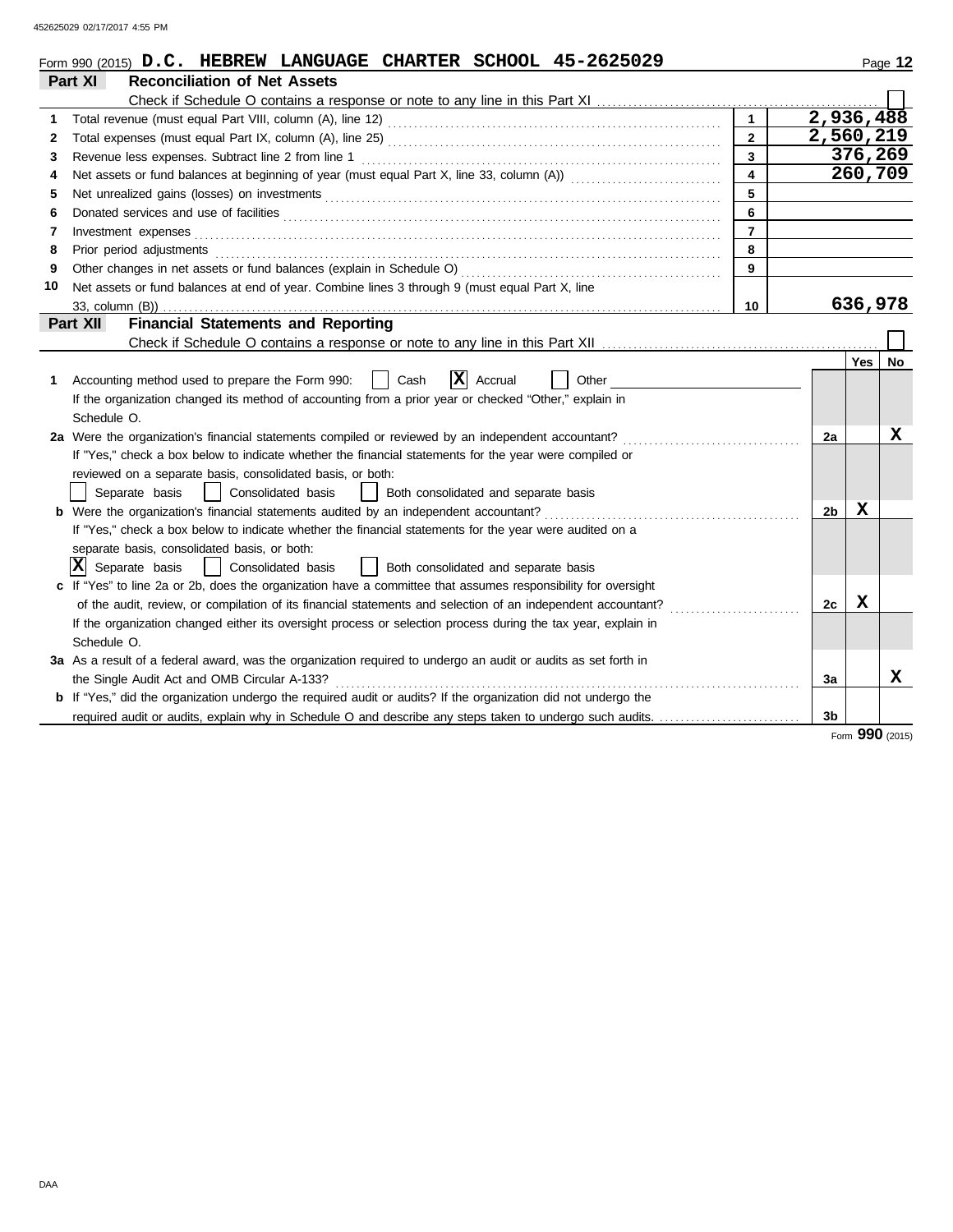Form 990 (2015) **D.C. HEBREW LANGUAGE CHARTER SCHOOL 45-2625029**

## Part XI Reconciliation of Net Assets

Check if Schedule O contains a response or note to any line in this Part XI ☐

| | | | |
|---|---|---|---|
| 1 | Total revenue (must equal Part VIII, column (A), line 12) | 1 | 2,936,488 |
| 2 | Total expenses (must equal Part IX, column (A), line 25) | 2 | 2,560,219 |
| 3 | Revenue less expenses. Subtract line 2 from line 1 | 3 | 376,269 |
| 4 | Net assets or fund balances at beginning of year (must equal Part X, line 33, column (A)) | 4 | 260,709 |
| 5 | Net unrealized gains (losses) on investments | 5 | |
| 6 | Donated services and use of facilities | 6 | |
| 7 | Investment expenses | 7 | |
| 8 | Prior period adjustments | 8 | |
| 9 | Other changes in net assets or fund balances (explain in Schedule O) | 9 | |
| 10 | Net assets or fund balances at end of year. Combine lines 3 through 9 (must equal Part X, line 33, column (B)) | 10 | 636,978 |

## Part XII Financial Statements and Reporting

Check if Schedule O contains a response or note to any line in this Part XII ☐

| | | | Yes | No |
|---|---|---|---|---|
| 1 | Accounting method used to prepare the Form 990: ☐ Cash ☒ Accrual ☐ Other<br>If the organization changed its method of accounting from a prior year or checked "Other," explain in Schedule O. | | | |
| 2a | Were the organization's financial statements compiled or reviewed by an independent accountant?<br>If "Yes," check a box below to indicate whether the financial statements for the year were compiled or reviewed on a separate basis, consolidated basis, or both:<br>☐ Separate basis ☐ Consolidated basis ☐ Both consolidated and separate basis | 2a | | X |
| b | Were the organization's financial statements audited by an independent accountant?<br>If "Yes," check a box below to indicate whether the financial statements for the year were audited on a separate basis, consolidated basis, or both:<br>☒ Separate basis ☐ Consolidated basis ☐ Both consolidated and separate basis | 2b | X | |
| c | If "Yes" to line 2a or 2b, does the organization have a committee that assumes responsibility for oversight of the audit, review, or compilation of its financial statements and selection of an independent accountant?<br>If the organization changed either its oversight process or selection process during the tax year, explain in Schedule O. | 2c | X | |
| 3a | As a result of a federal award, was the organization required to undergo an audit or audits as set forth in the Single Audit Act and OMB Circular A-133? | 3a | | X |
| b | If "Yes," did the organization undergo the required audit or audits? If the organization did not undergo the required audit or audits, explain why in Schedule O and describe any steps taken to undergo such audits. | 3b | | |

Form **990** (2015)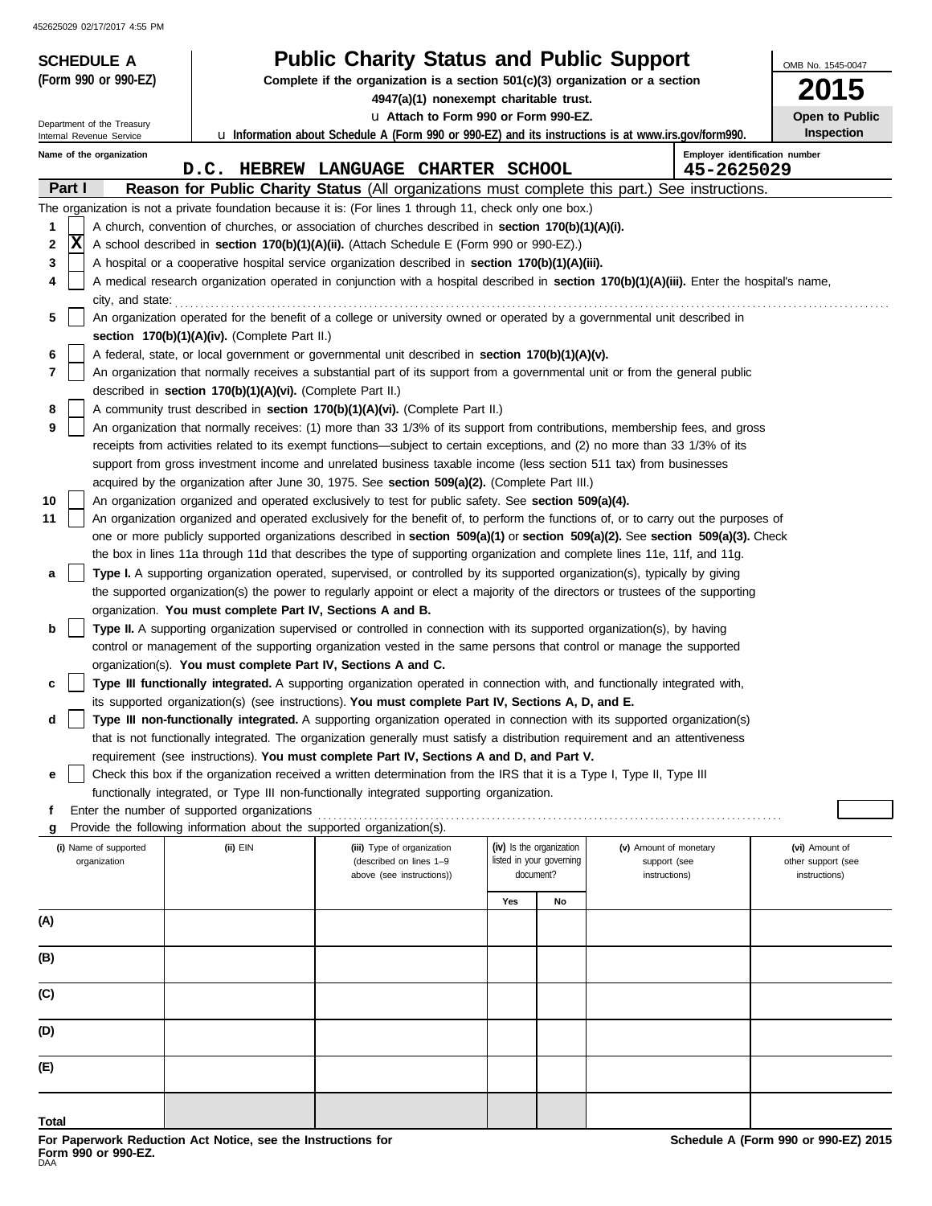**SCHEDULE A**
**(Form 990 or 990-EZ)**

Department of the Treasury
Internal Revenue Service

# Public Charity Status and Public Support

**Complete if the organization is a section 501(c)(3) organization or a section 4947(a)(1) nonexempt charitable trust.**

u **Attach to Form 990 or Form 990-EZ.**

u **Information about Schedule A (Form 990 or 990-EZ) and its instructions is at www.irs.gov/form990.**

OMB No. 1545-0047

**2015**

**Open to Public Inspection**

**Name of the organization**
D.C. HEBREW LANGUAGE CHARTER SCHOOL

**Employer identification number**
45-2625029

## Part I — Reason for Public Charity Status (All organizations must complete this part.) See instructions.

The organization is not a private foundation because it is: (For lines 1 through 11, check only one box.)

1 [ ] A church, convention of churches, or association of churches described in **section 170(b)(1)(A)(i).**

2 [X] A school described in **section 170(b)(1)(A)(ii).** (Attach Schedule E (Form 990 or 990-EZ).)

3 [ ] A hospital or a cooperative hospital service organization described in **section 170(b)(1)(A)(iii).**

4 [ ] A medical research organization operated in conjunction with a hospital described in **section 170(b)(1)(A)(iii).** Enter the hospital's name, city, and state:

5 [ ] An organization operated for the benefit of a college or university owned or operated by a governmental unit described in **section 170(b)(1)(A)(iv).** (Complete Part II.)

6 [ ] A federal, state, or local government or governmental unit described in **section 170(b)(1)(A)(v).**

7 [ ] An organization that normally receives a substantial part of its support from a governmental unit or from the general public described in **section 170(b)(1)(A)(vi).** (Complete Part II.)

8 [ ] A community trust described in **section 170(b)(1)(A)(vi).** (Complete Part II.)

9 [ ] An organization that normally receives: (1) more than 33 1/3% of its support from contributions, membership fees, and gross receipts from activities related to its exempt functions—subject to certain exceptions, and (2) no more than 33 1/3% of its support from gross investment income and unrelated business taxable income (less section 511 tax) from businesses acquired by the organization after June 30, 1975. See **section 509(a)(2).** (Complete Part III.)

10 [ ] An organization organized and operated exclusively to test for public safety. See **section 509(a)(4).**

11 [ ] An organization organized and operated exclusively for the benefit of, to perform the functions of, or to carry out the purposes of one or more publicly supported organizations described in **section 509(a)(1)** or **section 509(a)(2).** See **section 509(a)(3).** Check the box in lines 11a through 11d that describes the type of supporting organization and complete lines 11e, 11f, and 11g.

a [ ] **Type I.** A supporting organization operated, supervised, or controlled by its supported organization(s), typically by giving the supported organization(s) the power to regularly appoint or elect a majority of the directors or trustees of the supporting organization. **You must complete Part IV, Sections A and B.**

b [ ] **Type II.** A supporting organization supervised or controlled in connection with its supported organization(s), by having control or management of the supporting organization vested in the same persons that control or manage the supported organization(s). **You must complete Part IV, Sections A and C.**

c [ ] **Type III functionally integrated.** A supporting organization operated in connection with, and functionally integrated with, its supported organization(s) (see instructions). **You must complete Part IV, Sections A, D, and E.**

d [ ] **Type III non-functionally integrated.** A supporting organization operated in connection with its supported organization(s) that is not functionally integrated. The organization generally must satisfy a distribution requirement and an attentiveness requirement (see instructions). **You must complete Part IV, Sections A and D, and Part V.**

e [ ] Check this box if the organization received a written determination from the IRS that it is a Type I, Type II, Type III functionally integrated, or Type III non-functionally integrated supporting organization.

f Enter the number of supported organizations

g Provide the following information about the supported organization(s).

| (i) Name of supported organization | (ii) EIN | (iii) Type of organization (described on lines 1–9 above (see instructions)) | (iv) Is the organization listed in your governing document? | | (v) Amount of monetary support (see instructions) | (vi) Amount of other support (see instructions) |
|---|---|---|---|---|---|---|
| | | | Yes | No | | |
| (A) | | | | | | |
| (B) | | | | | | |
| (C) | | | | | | |
| (D) | | | | | | |
| (E) | | | | | | |
| Total | | | | | | |

**For Paperwork Reduction Act Notice, see the Instructions for Form 990 or 990-EZ.**
DAA

**Schedule A (Form 990 or 990-EZ) 2015**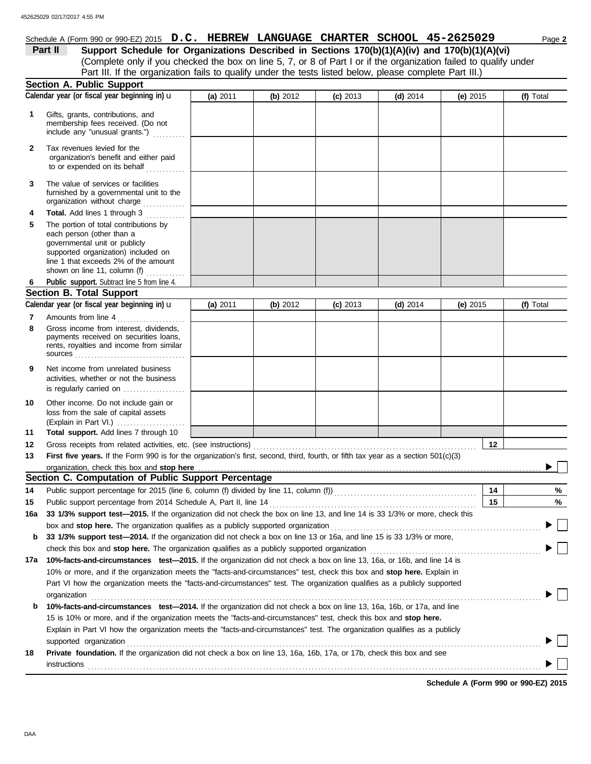Schedule A (Form 990 or 990-EZ) 2015 **D.C. HEBREW LANGUAGE CHARTER SCHOOL 45-2625029** Page **2**

**Part II** **Support Schedule for Organizations Described in Sections 170(b)(1)(A)(iv) and 170(b)(1)(A)(vi)**
(Complete only if you checked the box on line 5, 7, or 8 of Part I or if the organization failed to qualify under Part III. If the organization fails to qualify under the tests listed below, please complete Part III.)

## Section A. Public Support

| Calendar year (or fiscal year beginning in) u | (a) 2011 | (b) 2012 | (c) 2013 | (d) 2014 | (e) 2015 | (f) Total |
|---|---|---|---|---|---|---|
| **1** Gifts, grants, contributions, and membership fees received. (Do not include any "unusual grants.") | | | | | | |
| **2** Tax revenues levied for the organization's benefit and either paid to or expended on its behalf | | | | | | |
| **3** The value of services or facilities furnished by a governmental unit to the organization without charge | | | | | | |
| **4** **Total.** Add lines 1 through 3 | | | | | | |
| **5** The portion of total contributions by each person (other than a governmental unit or publicly supported organization) included on line 1 that exceeds 2% of the amount shown on line 11, column (f) | | | | | | |
| **6** **Public support.** Subtract line 5 from line 4. | | | | | | |

## Section B. Total Support

| Calendar year (or fiscal year beginning in) u | (a) 2011 | (b) 2012 | (c) 2013 | (d) 2014 | (e) 2015 | (f) Total |
|---|---|---|---|---|---|---|
| **7** Amounts from line 4 | | | | | | |
| **8** Gross income from interest, dividends, payments received on securities loans, rents, royalties and income from similar sources | | | | | | |
| **9** Net income from unrelated business activities, whether or not the business is regularly carried on | | | | | | |
| **10** Other income. Do not include gain or loss from the sale of capital assets (Explain in Part VI.) | | | | | | |
| **11** **Total support.** Add lines 7 through 10 | | | | | | |

**12** Gross receipts from related activities, etc. (see instructions) **12**

**13** **First five years.** If the Form 990 is for the organization's first, second, third, fourth, or fifth tax year as a section 501(c)(3) organization, check this box and **stop here** ▶ ☐

## Section C. Computation of Public Support Percentage

**14** Public support percentage for 2015 (line 6, column (f) divided by line 11, column (f)) **14** %

**15** Public support percentage from 2014 Schedule A, Part II, line 14 **15** %

**16a** **33 1/3% support test—2015.** If the organization did not check the box on line 13, and line 14 is 33 1/3% or more, check this box and **stop here.** The organization qualifies as a publicly supported organization ▶ ☐

**b** **33 1/3% support test—2014.** If the organization did not check a box on line 13 or 16a, and line 15 is 33 1/3% or more, check this box and **stop here.** The organization qualifies as a publicly supported organization ▶ ☐

**17a** **10%-facts-and-circumstances test—2015.** If the organization did not check a box on line 13, 16a, or 16b, and line 14 is 10% or more, and if the organization meets the "facts-and-circumstances" test, check this box and **stop here.** Explain in Part VI how the organization meets the "facts-and-circumstances" test. The organization qualifies as a publicly supported organization ▶ ☐

**b** **10%-facts-and-circumstances test—2014.** If the organization did not check a box on line 13, 16a, 16b, or 17a, and line 15 is 10% or more, and if the organization meets the "facts-and-circumstances" test, check this box and **stop here.** Explain in Part VI how the organization meets the "facts-and-circumstances" test. The organization qualifies as a publicly supported organization ▶ ☐

**18** **Private foundation.** If the organization did not check a box on line 13, 16a, 16b, 17a, or 17b, check this box and see instructions ▶ ☐

**Schedule A (Form 990 or 990-EZ) 2015**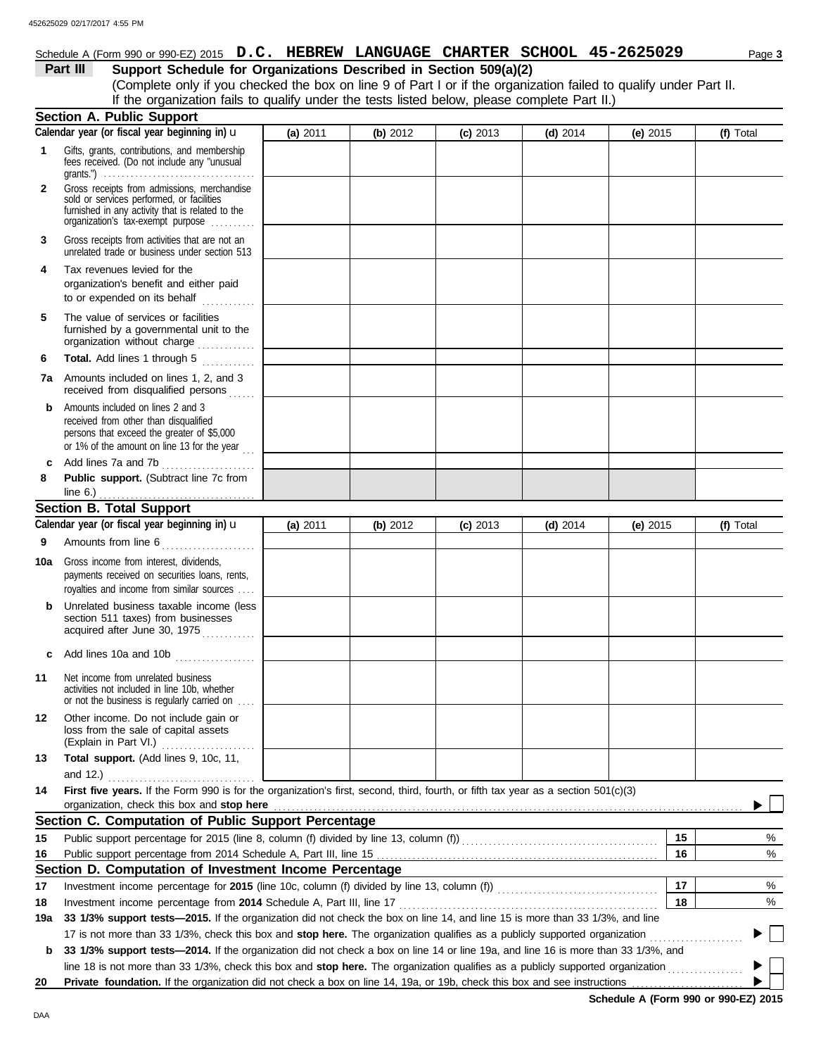Schedule A (Form 990 or 990-EZ) 2015 **D.C. HEBREW LANGUAGE CHARTER SCHOOL 45-2625029**

## Part III — Support Schedule for Organizations Described in Section 509(a)(2)

(Complete only if you checked the box on line 9 of Part I or if the organization failed to qualify under Part II. If the organization fails to qualify under the tests listed below, please complete Part II.)

### Section A. Public Support

| Calendar year (or fiscal year beginning in) u | (a) 2011 | (b) 2012 | (c) 2013 | (d) 2014 | (e) 2015 | (f) Total |
|---|---|---|---|---|---|---|
| 1 Gifts, grants, contributions, and membership fees received. (Do not include any "unusual grants.") | | | | | | |
| 2 Gross receipts from admissions, merchandise sold or services performed, or facilities furnished in any activity that is related to the organization's tax-exempt purpose | | | | | | |
| 3 Gross receipts from activities that are not an unrelated trade or business under section 513 | | | | | | |
| 4 Tax revenues levied for the organization's benefit and either paid to or expended on its behalf | | | | | | |
| 5 The value of services or facilities furnished by a governmental unit to the organization without charge | | | | | | |
| 6 **Total.** Add lines 1 through 5 | | | | | | |
| 7a Amounts included on lines 1, 2, and 3 received from disqualified persons | | | | | | |
| b Amounts included on lines 2 and 3 received from other than disqualified persons that exceed the greater of $5,000 or 1% of the amount on line 13 for the year | | | | | | |
| c Add lines 7a and 7b | | | | | | |
| 8 **Public support.** (Subtract line 7c from line 6.) | | | | | | |

### Section B. Total Support

| Calendar year (or fiscal year beginning in) u | (a) 2011 | (b) 2012 | (c) 2013 | (d) 2014 | (e) 2015 | (f) Total |
|---|---|---|---|---|---|---|
| 9 Amounts from line 6 | | | | | | |
| 10a Gross income from interest, dividends, payments received on securities loans, rents, royalties and income from similar sources | | | | | | |
| b Unrelated business taxable income (less section 511 taxes) from businesses acquired after June 30, 1975 | | | | | | |
| c Add lines 10a and 10b | | | | | | |
| 11 Net income from unrelated business activities not included in line 10b, whether or not the business is regularly carried on | | | | | | |
| 12 Other income. Do not include gain or loss from the sale of capital assets (Explain in Part VI.) | | | | | | |
| 13 **Total support.** (Add lines 9, 10c, 11, and 12.) | | | | | | |

14 **First five years.** If the Form 990 is for the organization's first, second, third, fourth, or fifth tax year as a section 501(c)(3) organization, check this box and **stop here** ▶ ☐

### Section C. Computation of Public Support Percentage

| | | | |
|---|---|---|---|
| 15 | Public support percentage for 2015 (line 8, column (f) divided by line 13, column (f)) | 15 | % |
| 16 | Public support percentage from 2014 Schedule A, Part III, line 15 | 16 | % |

### Section D. Computation of Investment Income Percentage

| | | | |
|---|---|---|---|
| 17 | Investment income percentage for **2015** (line 10c, column (f) divided by line 13, column (f)) | 17 | % |
| 18 | Investment income percentage from **2014** Schedule A, Part III, line 17 | 18 | % |

19a **33 1/3% support tests—2015.** If the organization did not check the box on line 14, and line 15 is more than 33 1/3%, and line 17 is not more than 33 1/3%, check this box and **stop here.** The organization qualifies as a publicly supported organization ▶ ☐

b **33 1/3% support tests—2014.** If the organization did not check a box on line 14 or line 19a, and line 16 is more than 33 1/3%, and line 18 is not more than 33 1/3%, check this box and **stop here.** The organization qualifies as a publicly supported organization ▶ ☐

20 **Private foundation.** If the organization did not check a box on line 14, 19a, or 19b, check this box and see instructions ▶ ☐

**Schedule A (Form 990 or 990-EZ) 2015**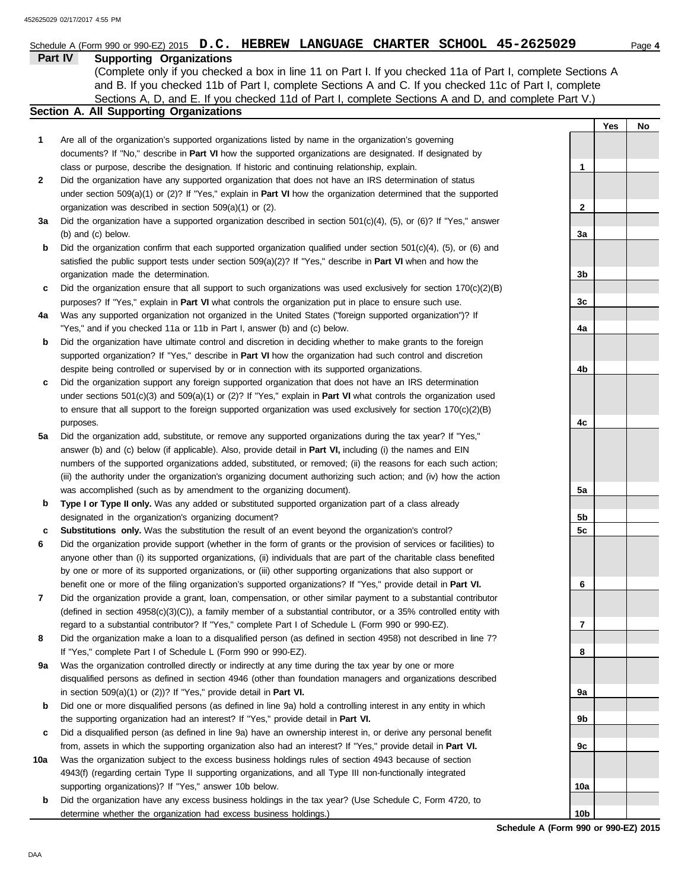Schedule A (Form 990 or 990-EZ) 2015 **D.C. HEBREW LANGUAGE CHARTER SCHOOL 45-2625029** Page **4**

## Part IV Supporting Organizations

(Complete only if you checked a box in line 11 on Part I. If you checked 11a of Part I, complete Sections A and B. If you checked 11b of Part I, complete Sections A and C. If you checked 11c of Part I, complete Sections A, D, and E. If you checked 11d of Part I, complete Sections A and D, and complete Part V.)

### Section A. All Supporting Organizations

| | | Line | Yes | No |
|---|---|---|---|---|
| **1** | Are all of the organization's supported organizations listed by name in the organization's governing documents? If "No," describe in **Part VI** how the supported organizations are designated. If designated by class or purpose, describe the designation. If historic and continuing relationship, explain. | 1 | | |
| **2** | Did the organization have any supported organization that does not have an IRS determination of status under section 509(a)(1) or (2)? If "Yes," explain in **Part VI** how the organization determined that the supported organization was described in section 509(a)(1) or (2). | 2 | | |
| **3a** | Did the organization have a supported organization described in section 501(c)(4), (5), or (6)? If "Yes," answer (b) and (c) below. | 3a | | |
| **b** | Did the organization confirm that each supported organization qualified under section 501(c)(4), (5), or (6) and satisfied the public support tests under section 509(a)(2)? If "Yes," describe in **Part VI** when and how the organization made the determination. | 3b | | |
| **c** | Did the organization ensure that all support to such organizations was used exclusively for section 170(c)(2)(B) purposes? If "Yes," explain in **Part VI** what controls the organization put in place to ensure such use. | 3c | | |
| **4a** | Was any supported organization not organized in the United States ("foreign supported organization")? If "Yes," and if you checked 11a or 11b in Part I, answer (b) and (c) below. | 4a | | |
| **b** | Did the organization have ultimate control and discretion in deciding whether to make grants to the foreign supported organization? If "Yes," describe in **Part VI** how the organization had such control and discretion despite being controlled or supervised by or in connection with its supported organizations. | 4b | | |
| **c** | Did the organization support any foreign supported organization that does not have an IRS determination under sections 501(c)(3) and 509(a)(1) or (2)? If "Yes," explain in **Part VI** what controls the organization used to ensure that all support to the foreign supported organization was used exclusively for section 170(c)(2)(B) purposes. | 4c | | |
| **5a** | Did the organization add, substitute, or remove any supported organizations during the tax year? If "Yes," answer (b) and (c) below (if applicable). Also, provide detail in **Part VI,** including (i) the names and EIN numbers of the supported organizations added, substituted, or removed; (ii) the reasons for each such action; (iii) the authority under the organization's organizing document authorizing such action; and (iv) how the action was accomplished (such as by amendment to the organizing document). | 5a | | |
| **b** | **Type I or Type II only.** Was any added or substituted supported organization part of a class already designated in the organization's organizing document? | 5b | | |
| **c** | **Substitutions only.** Was the substitution the result of an event beyond the organization's control? | 5c | | |
| **6** | Did the organization provide support (whether in the form of grants or the provision of services or facilities) to anyone other than (i) its supported organizations, (ii) individuals that are part of the charitable class benefited by one or more of its supported organizations, or (iii) other supporting organizations that also support or benefit one or more of the filing organization's supported organizations? If "Yes," provide detail in **Part VI.** | 6 | | |
| **7** | Did the organization provide a grant, loan, compensation, or other similar payment to a substantial contributor (defined in section 4958(c)(3)(C)), a family member of a substantial contributor, or a 35% controlled entity with regard to a substantial contributor? If "Yes," complete Part I of Schedule L (Form 990 or 990-EZ). | 7 | | |
| **8** | Did the organization make a loan to a disqualified person (as defined in section 4958) not described in line 7? If "Yes," complete Part I of Schedule L (Form 990 or 990-EZ). | 8 | | |
| **9a** | Was the organization controlled directly or indirectly at any time during the tax year by one or more disqualified persons as defined in section 4946 (other than foundation managers and organizations described in section 509(a)(1) or (2))? If "Yes," provide detail in **Part VI.** | 9a | | |
| **b** | Did one or more disqualified persons (as defined in line 9a) hold a controlling interest in any entity in which the supporting organization had an interest? If "Yes," provide detail in **Part VI.** | 9b | | |
| **c** | Did a disqualified person (as defined in line 9a) have an ownership interest in, or derive any personal benefit from, assets in which the supporting organization also had an interest? If "Yes," provide detail in **Part VI.** | 9c | | |
| **10a** | Was the organization subject to the excess business holdings rules of section 4943 because of section 4943(f) (regarding certain Type II supporting organizations, and all Type III non-functionally integrated supporting organizations)? If "Yes," answer 10b below. | 10a | | |
| **b** | Did the organization have any excess business holdings in the tax year? (Use Schedule C, Form 4720, to determine whether the organization had excess business holdings.) | 10b | | |

**Schedule A (Form 990 or 990-EZ) 2015**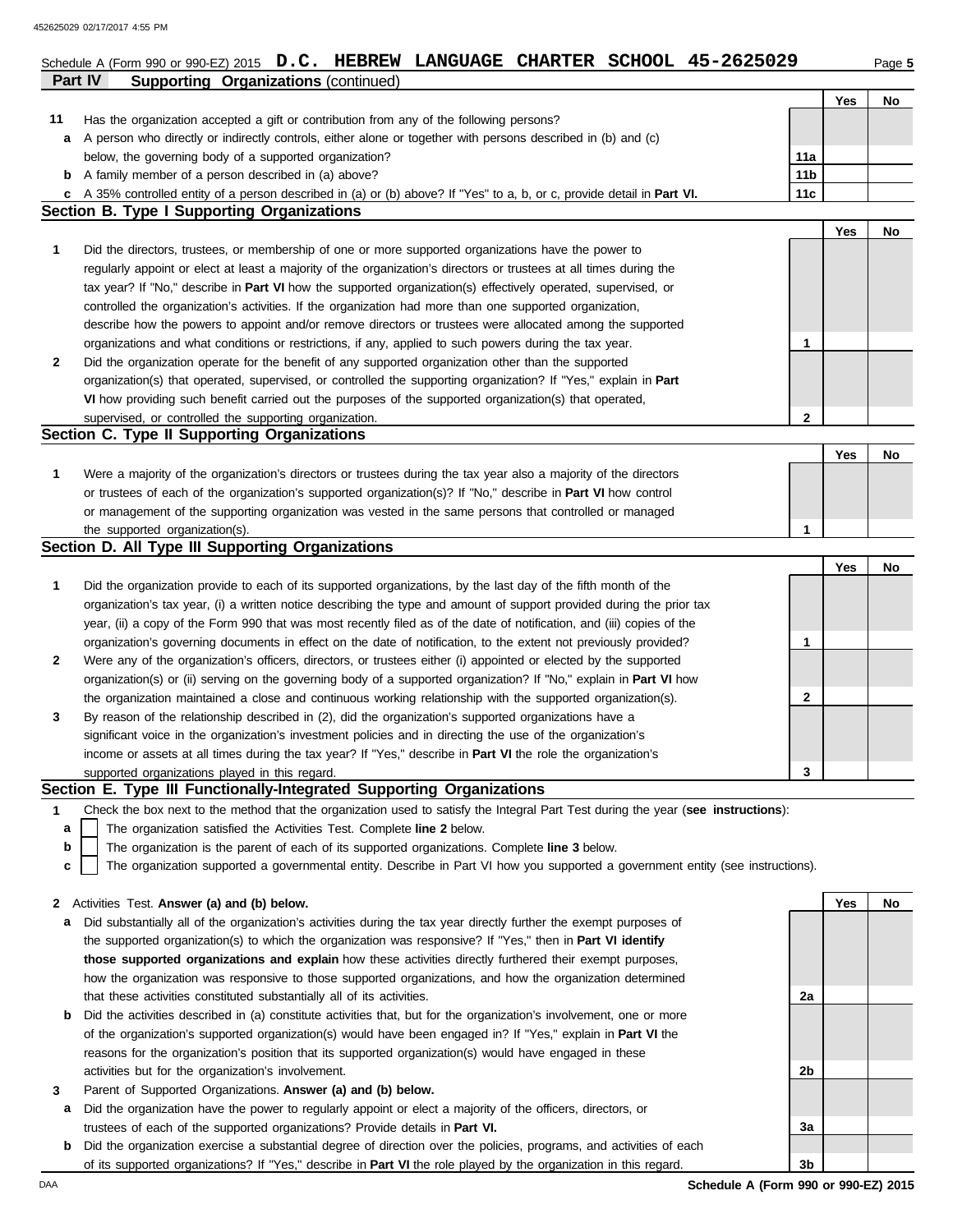Schedule A (Form 990 or 990-EZ) 2015 **D.C. HEBREW LANGUAGE CHARTER SCHOOL 45-2625029** Page **5**

**Part IV Supporting Organizations** (continued)

| | | | Yes | No |
|---|---|---|---|---|
| **11** | Has the organization accepted a gift or contribution from any of the following persons? | | | |
| **a** | A person who directly or indirectly controls, either alone or with persons described in (b) and (c) below, the governing body of a supported organization? | 11a | | |
| **b** | A family member of a person described in (a) above? | 11b | | |
| **c** | A 35% controlled entity of a person described in (a) or (b) above? If "Yes" to a, b, or c, provide detail in **Part VI.** | 11c | | |

**Section B. Type I Supporting Organizations**

| | | | Yes | No |
|---|---|---|---|---|
| **1** | Did the directors, trustees, or membership of one or more supported organizations have the power to regularly appoint or elect at least a majority of the organization's directors or trustees at all times during the tax year? If "No," describe in **Part VI** how the supported organization(s) effectively operated, supervised, or controlled the organization's activities. If the organization had more than one supported organization, describe how the powers to appoint and/or remove directors or trustees were allocated among the supported organizations and what conditions or restrictions, if any, applied to such powers during the tax year. | 1 | | |
| **2** | Did the organization operate for the benefit of any supported organization other than the supported organization(s) that operated, supervised, or controlled the supporting organization? If "Yes," explain in **Part VI** how providing such benefit carried out the purposes of the supported organization(s) that operated, supervised, or controlled the supporting organization. | 2 | | |

**Section C. Type II Supporting Organizations**

| | | | Yes | No |
|---|---|---|---|---|
| **1** | Were a majority of the organization's directors or trustees during the tax year also a majority of the directors or trustees of each of the organization's supported organization(s)? If "No," describe in **Part VI** how control or management of the supporting organization was vested in the same persons that controlled or managed the supported organization(s). | 1 | | |

**Section D. All Type III Supporting Organizations**

| | | | Yes | No |
|---|---|---|---|---|
| **1** | Did the organization provide to each of its supported organizations, by the last day of the fifth month of the organization's tax year, (i) a written notice describing the type and amount of support provided during the prior tax year, (ii) a copy of the Form 990 that was most recently filed as of the date of notification, and (iii) copies of the organization's governing documents in effect on the date of notification, to the extent not previously provided? | 1 | | |
| **2** | Were any of the organization's officers, directors, or trustees either (i) appointed or elected by the supported organization(s) or (ii) serving on the governing body of a supported organization? If "No," explain in **Part VI** how the organization maintained a close and continuous working relationship with the supported organization(s). | 2 | | |
| **3** | By reason of the relationship described in (2), did the organization's supported organizations have a significant voice in the organization's investment policies and in directing the use of the organization's income or assets at all times during the tax year? If "Yes," describe in **Part VI** the role the organization's supported organizations played in this regard. | 3 | | |

**Section E. Type III Functionally-Integrated Supporting Organizations**

**1** Check the box next to the method that the organization used to satisfy the Integral Part Test during the year (**see instructions**):

- **a** ☐ The organization satisfied the Activities Test. Complete **line 2** below.
- **b** ☐ The organization is the parent of each of its supported organizations. Complete **line 3** below.
- **c** ☐ The organization supported a governmental entity. Describe in Part VI how you supported a government entity (see instructions).

| | | | Yes | No |
|---|---|---|---|---|
| **2** | Activities Test. **Answer (a) and (b) below.** | | | |
| **a** | Did substantially all of the organization's activities during the tax year directly further the exempt purposes of the supported organization(s) to which the organization was responsive? If "Yes," then in **Part VI identify those supported organizations and explain** how these activities directly furthered their exempt purposes, how the organization was responsive to those supported organizations, and how the organization determined that these activities constituted substantially all of its activities. | 2a | | |
| **b** | Did the activities described in (a) constitute activities that, but for the organization's involvement, one or more of the organization's supported organization(s) would have been engaged in? If "Yes," explain in **Part VI** the reasons for the organization's position that its supported organization(s) would have engaged in these activities but for the organization's involvement. | 2b | | |
| **3** | Parent of Supported Organizations. **Answer (a) and (b) below.** | | | |
| **a** | Did the organization have the power to regularly appoint or elect a majority of the officers, directors, or trustees of each of the supported organizations? Provide details in **Part VI.** | 3a | | |
| **b** | Did the organization exercise a substantial degree of direction over the policies, programs, and activities of each of its supported organizations? If "Yes," describe in **Part VI** the role played by the organization in this regard. | 3b | | |

**Schedule A (Form 990 or 990-EZ) 2015**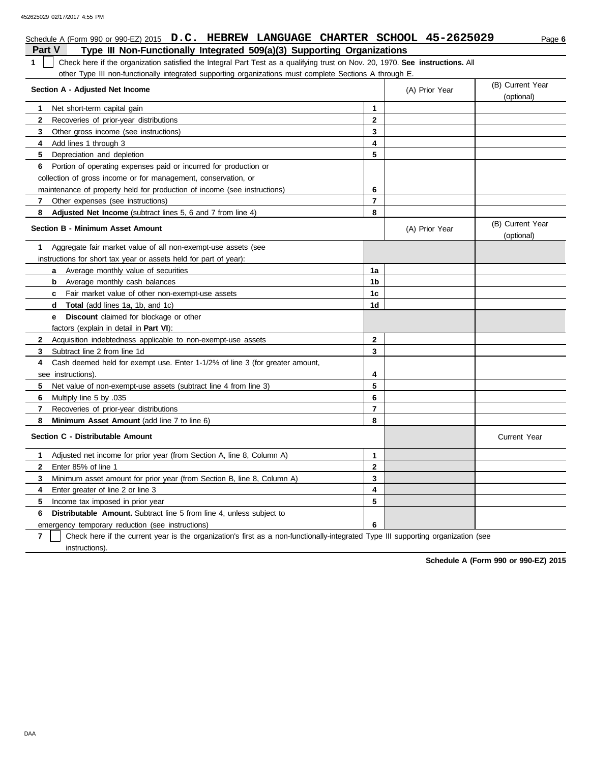Schedule A (Form 990 or 990-EZ) 2015 **D.C. HEBREW LANGUAGE CHARTER SCHOOL 45-2625029** Page **6**

## Part V Type III Non-Functionally Integrated 509(a)(3) Supporting Organizations

**1** ☐ Check here if the organization satisfied the Integral Part Test as a qualifying trust on Nov. 20, 1970. **See instructions.** All other Type III non-functionally integrated supporting organizations must complete Sections A through E.

| Section A - Adjusted Net Income | | (A) Prior Year | (B) Current Year (optional) |
|---|---|---|---|
| **1** Net short-term capital gain | **1** | | |
| **2** Recoveries of prior-year distributions | **2** | | |
| **3** Other gross income (see instructions) | **3** | | |
| **4** Add lines 1 through 3 | **4** | | |
| **5** Depreciation and depletion | **5** | | |
| **6** Portion of operating expenses paid or incurred for production or collection of gross income or for management, conservation, or maintenance of property held for production of income (see instructions) | **6** | | |
| **7** Other expenses (see instructions) | **7** | | |
| **8** **Adjusted Net Income** (subtract lines 5, 6 and 7 from line 4) | **8** | | |

| Section B - Minimum Asset Amount | | (A) Prior Year | (B) Current Year (optional) |
|---|---|---|---|
| **1** Aggregate fair market value of all non-exempt-use assets (see instructions for short tax year or assets held for part of year): | | | |
| **a** Average monthly value of securities | **1a** | | |
| **b** Average monthly cash balances | **1b** | | |
| **c** Fair market value of other non-exempt-use assets | **1c** | | |
| **d** **Total** (add lines 1a, 1b, and 1c) | **1d** | | |
| **e** **Discount** claimed for blockage or other factors (explain in detail in **Part VI**): | | | |
| **2** Acquisition indebtedness applicable to non-exempt-use assets | **2** | | |
| **3** Subtract line 2 from line 1d | **3** | | |
| **4** Cash deemed held for exempt use. Enter 1-1/2% of line 3 (for greater amount, see instructions). | **4** | | |
| **5** Net value of non-exempt-use assets (subtract line 4 from line 3) | **5** | | |
| **6** Multiply line 5 by .035 | **6** | | |
| **7** Recoveries of prior-year distributions | **7** | | |
| **8** **Minimum Asset Amount** (add line 7 to line 6) | **8** | | |

| Section C - Distributable Amount | | | Current Year |
|---|---|---|---|
| **1** Adjusted net income for prior year (from Section A, line 8, Column A) | **1** | | |
| **2** Enter 85% of line 1 | **2** | | |
| **3** Minimum asset amount for prior year (from Section B, line 8, Column A) | **3** | | |
| **4** Enter greater of line 2 or line 3 | **4** | | |
| **5** Income tax imposed in prior year | **5** | | |
| **6** **Distributable Amount.** Subtract line 5 from line 4, unless subject to emergency temporary reduction (see instructions) | **6** | | |

**7** ☐ Check here if the current year is the organization's first as a non-functionally-integrated Type III supporting organization (see instructions).

**Schedule A (Form 990 or 990-EZ) 2015**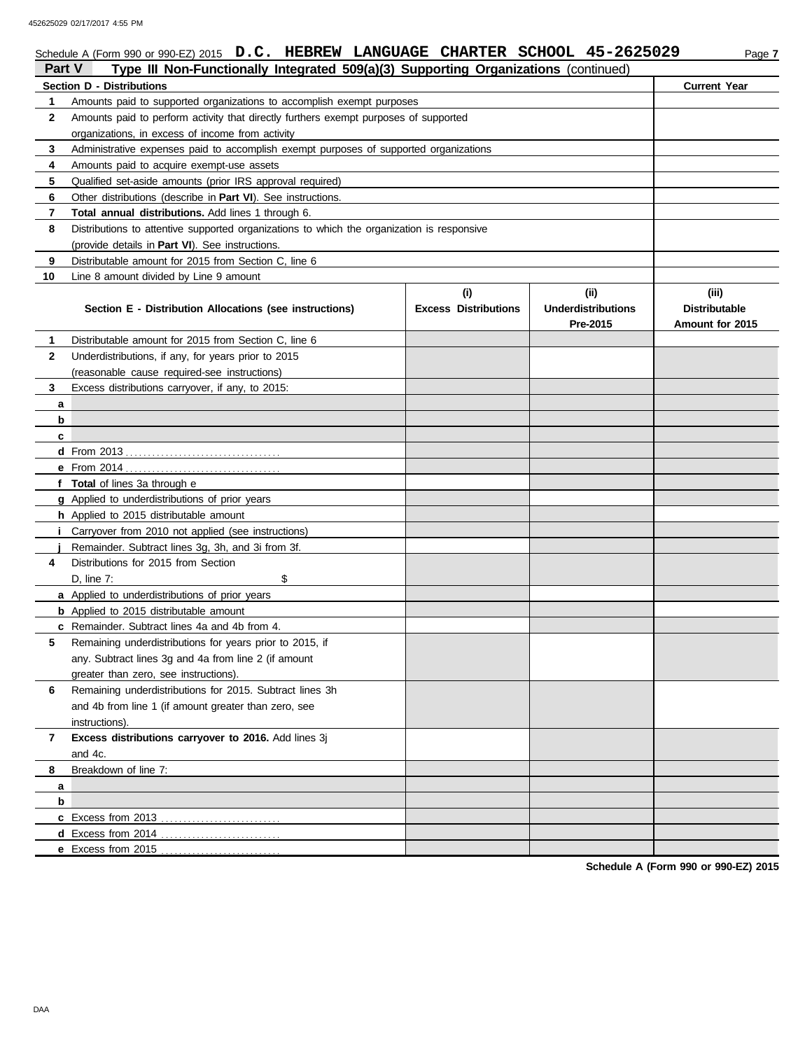Schedule A (Form 990 or 990-EZ) 2015 **D.C. HEBREW LANGUAGE CHARTER SCHOOL 45-2625029**

## Part V — Type III Non-Functionally Integrated 509(a)(3) Supporting Organizations (continued)

| | Section D - Distributions | Current Year |
|---|---|---|
| 1 | Amounts paid to supported organizations to accomplish exempt purposes | |
| 2 | Amounts paid to perform activity that directly furthers exempt purposes of supported organizations, in excess of income from activity | |
| 3 | Administrative expenses paid to accomplish exempt purposes of supported organizations | |
| 4 | Amounts paid to acquire exempt-use assets | |
| 5 | Qualified set-aside amounts (prior IRS approval required) | |
| 6 | Other distributions (describe in **Part VI**). See instructions. | |
| 7 | **Total annual distributions.** Add lines 1 through 6. | |
| 8 | Distributions to attentive supported organizations to which the organization is responsive (provide details in **Part VI**). See instructions. | |
| 9 | Distributable amount for 2015 from Section C, line 6 | |
| 10 | Line 8 amount divided by Line 9 amount | |

| | Section E - Distribution Allocations (see instructions) | (i) Excess Distributions | (ii) Underdistributions Pre-2015 | (iii) Distributable Amount for 2015 |
|---|---|---|---|---|
| 1 | Distributable amount for 2015 from Section C, line 6 | | | |
| 2 | Underdistributions, if any, for years prior to 2015 (reasonable cause required-see instructions) | | | |
| 3 | Excess distributions carryover, if any, to 2015: | | | |
| a | | | | |
| b | | | | |
| c | | | | |
| d | From 2013 | | | |
| e | From 2014 | | | |
| f | **Total** of lines 3a through e | | | |
| g | Applied to underdistributions of prior years | | | |
| h | Applied to 2015 distributable amount | | | |
| i | Carryover from 2010 not applied (see instructions) | | | |
| j | Remainder. Subtract lines 3g, 3h, and 3i from 3f. | | | |
| 4 | Distributions for 2015 from Section D, line 7: $ | | | |
| a | Applied to underdistributions of prior years | | | |
| b | Applied to 2015 distributable amount | | | |
| c | Remainder. Subtract lines 4a and 4b from 4. | | | |
| 5 | Remaining underdistributions for years prior to 2015, if any. Subtract lines 3g and 4a from line 2 (if amount greater than zero, see instructions). | | | |
| 6 | Remaining underdistributions for 2015. Subtract lines 3h and 4b from line 1 (if amount greater than zero, see instructions). | | | |
| 7 | **Excess distributions carryover to 2016.** Add lines 3j and 4c. | | | |
| 8 | Breakdown of line 7: | | | |
| a | | | | |
| b | | | | |
| c | Excess from 2013 | | | |
| d | Excess from 2014 | | | |
| e | Excess from 2015 | | | |

**Schedule A (Form 990 or 990-EZ) 2015**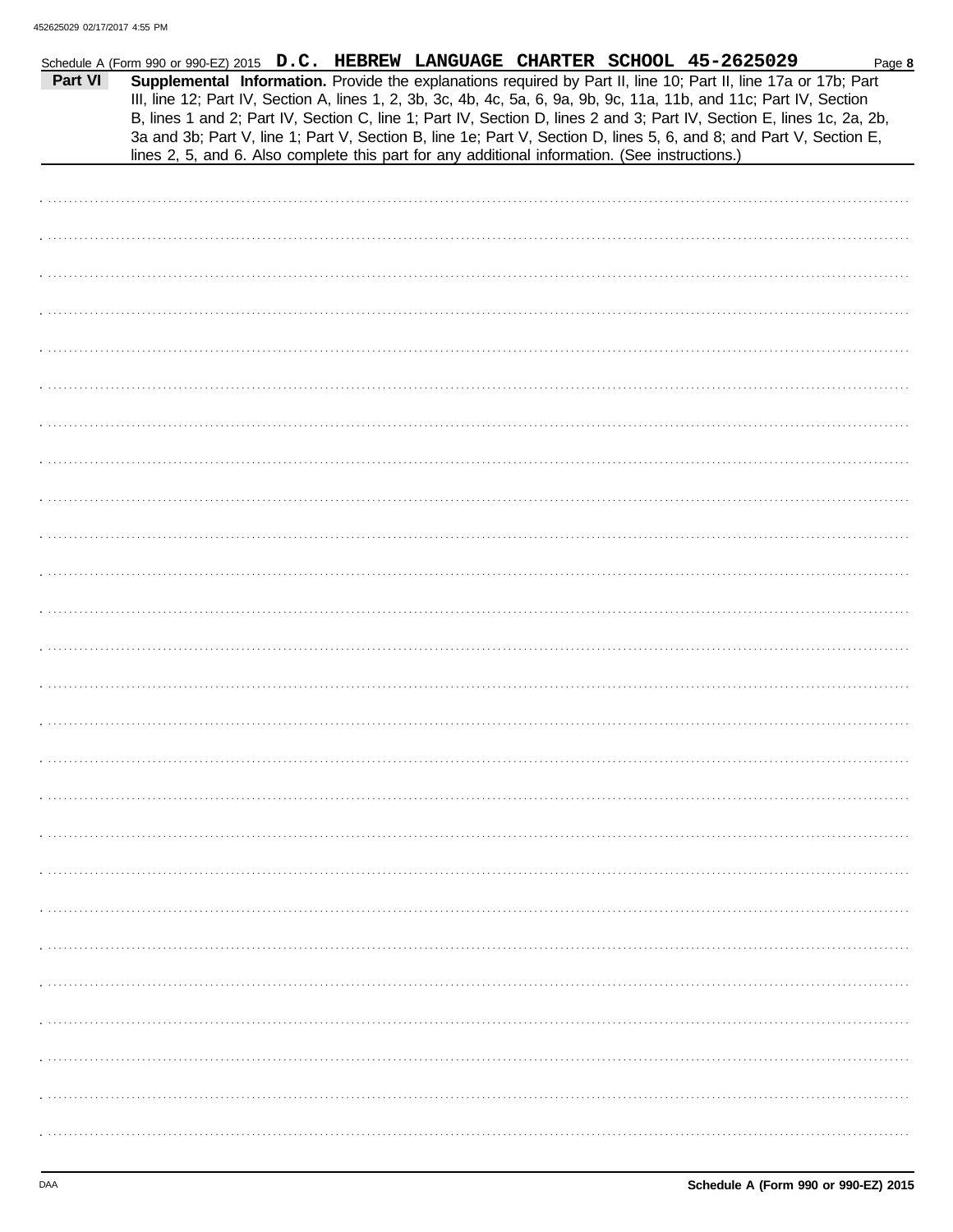452625029 02/17/2017 4:55 PM

Schedule A (Form 990 or 990-EZ) 2015 **D.C. HEBREW LANGUAGE CHARTER SCHOOL 45-2625029** Page **8**

**Part VI** **Supplemental Information.** Provide the explanations required by Part II, line 10; Part II, line 17a or 17b; Part III, line 12; Part IV, Section A, lines 1, 2, 3b, 3c, 4b, 4c, 5a, 6, 9a, 9b, 9c, 11a, 11b, and 11c; Part IV, Section B, lines 1 and 2; Part IV, Section C, line 1; Part IV, Section D, lines 2 and 3; Part IV, Section E, lines 1c, 2a, 2b, 3a and 3b; Part V, line 1; Part V, Section B, line 1e; Part V, Section D, lines 5, 6, and 8; and Part V, Section E, lines 2, 5, and 6. Also complete this part for any additional information. (See instructions.)

DAA **Schedule A (Form 990 or 990-EZ) 2015**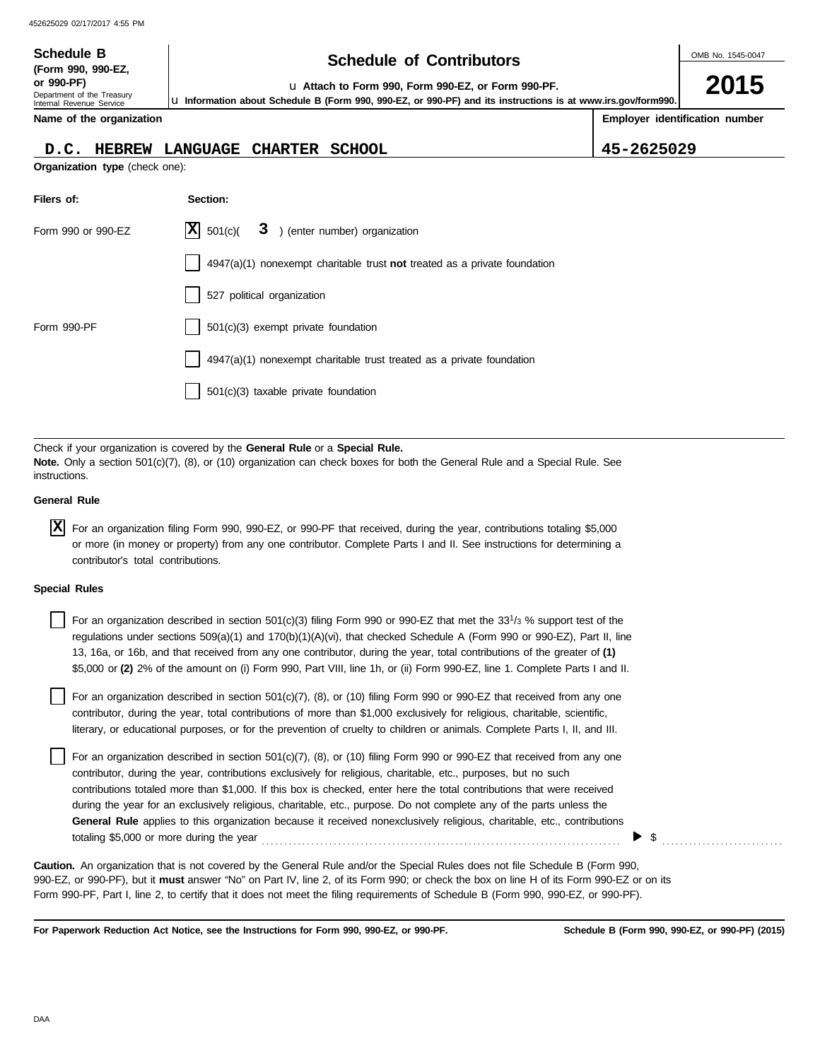**Schedule B (Form 990, 990-EZ, or 990-PF)**
Department of the Treasury
Internal Revenue Service

# Schedule of Contributors

u Attach to Form 990, Form 990-EZ, or Form 990-PF.

u Information about Schedule B (Form 990, 990-EZ, or 990-PF) and its instructions is at www.irs.gov/form990.

OMB No. 1545-0047

**2015**

| Name of the organization | Employer identification number |
|---|---|
| D.C. HEBREW LANGUAGE CHARTER SCHOOL | 45-2625029 |

**Organization type** (check one):

| Filers of: | Section: |
|---|---|
| Form 990 or 990-EZ | [X] 501(c)( 3 ) (enter number) organization |
| | [ ] 4947(a)(1) nonexempt charitable trust **not** treated as a private foundation |
| | [ ] 527 political organization |
| Form 990-PF | [ ] 501(c)(3) exempt private foundation |
| | [ ] 4947(a)(1) nonexempt charitable trust treated as a private foundation |
| | [ ] 501(c)(3) taxable private foundation |

Check if your organization is covered by the **General Rule** or a **Special Rule.**
**Note.** Only a section 501(c)(7), (8), or (10) organization can check boxes for both the General Rule and a Special Rule. See instructions.

**General Rule**

[X] For an organization filing Form 990, 990-EZ, or 990-PF that received, during the year, contributions totaling $5,000 or more (in money or property) from any one contributor. Complete Parts I and II. See instructions for determining a contributor's total contributions.

**Special Rules**

[ ] For an organization described in section 501(c)(3) filing Form 990 or 990-EZ that met the $33^1/_3$ % support test of the regulations under sections 509(a)(1) and 170(b)(1)(A)(vi), that checked Schedule A (Form 990 or 990-EZ), Part II, line 13, 16a, or 16b, and that received from any one contributor, during the year, total contributions of the greater of **(1)** $5,000 or **(2)** 2% of the amount on (i) Form 990, Part VIII, line 1h, or (ii) Form 990-EZ, line 1. Complete Parts I and II.

[ ] For an organization described in section 501(c)(7), (8), or (10) filing Form 990 or 990-EZ that received from any one contributor, during the year, total contributions of more than $1,000 exclusively for religious, charitable, scientific, literary, or educational purposes, or for the prevention of cruelty to children or animals. Complete Parts I, II, and III.

[ ] For an organization described in section 501(c)(7), (8), or (10) filing Form 990 or 990-EZ that received from any one contributor, during the year, contributions exclusively for religious, charitable, etc., purposes, but no such contributions totaled more than $1,000. If this box is checked, enter here the total contributions that were received during the year for an exclusively religious, charitable, etc., purpose. Do not complete any of the parts unless the **General Rule** applies to this organization because it received nonexclusively religious, charitable, etc., contributions totaling $5,000 or more during the year . . . . . . . . . . . . . . . . . . . . . . . . . . . . . . . . . . . . . . . . . ▶ $ . . . . . . . . . . . . . .

**Caution.** An organization that is not covered by the General Rule and/or the Special Rules does not file Schedule B (Form 990, 990-EZ, or 990-PF), but it **must** answer "No" on Part IV, line 2, of its Form 990; or check the box on line H of its Form 990-EZ or on its Form 990-PF, Part I, line 2, to certify that it does not meet the filing requirements of Schedule B (Form 990, 990-EZ, or 990-PF).

**For Paperwork Reduction Act Notice, see the Instructions for Form 990, 990-EZ, or 990-PF.** **Schedule B (Form 990, 990-EZ, or 990-PF) (2015)**

DAA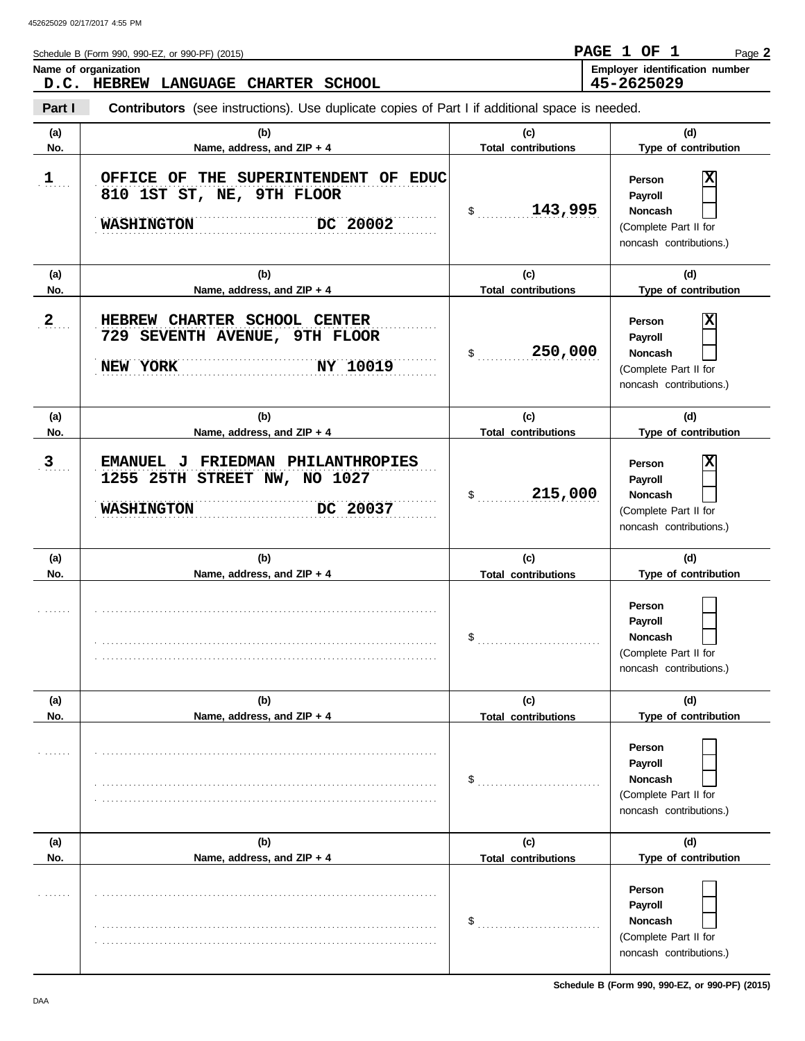Schedule B (Form 990, 990-EZ, or 990-PF) (2015)

**PAGE 1 OF 1**

**Name of organization**
**D.C. HEBREW LANGUAGE CHARTER SCHOOL**

**Employer identification number**
**45-2625029**

**Part I** **Contributors** (see instructions). Use duplicate copies of Part I if additional space is needed.

| (a) No. | (b) Name, address, and ZIP + 4 | (c) Total contributions | (d) Type of contribution |
|---|---|---|---|
| 1 | OFFICE OF THE SUPERINTENDENT OF EDUC<br>810 1ST ST, NE, 9TH FLOOR<br>WASHINGTON DC 20002 | $ 143,995 | Person [X]<br>Payroll [ ]<br>Noncash [ ]<br>(Complete Part II for noncash contributions.) |
| 2 | HEBREW CHARTER SCHOOL CENTER<br>729 SEVENTH AVENUE, 9TH FLOOR<br>NEW YORK NY 10019 | $ 250,000 | Person [X]<br>Payroll [ ]<br>Noncash [ ]<br>(Complete Part II for noncash contributions.) |
| 3 | EMANUEL J FRIEDMAN PHILANTHROPIES<br>1255 25TH STREET NW, NO 1027<br>WASHINGTON DC 20037 | $ 215,000 | Person [X]<br>Payroll [ ]<br>Noncash [ ]<br>(Complete Part II for noncash contributions.) |
| | | $ | Person [ ]<br>Payroll [ ]<br>Noncash [ ]<br>(Complete Part II for noncash contributions.) |
| | | $ | Person [ ]<br>Payroll [ ]<br>Noncash [ ]<br>(Complete Part II for noncash contributions.) |
| | | $ | Person [ ]<br>Payroll [ ]<br>Noncash [ ]<br>(Complete Part II for noncash contributions.) |

**Schedule B (Form 990, 990-EZ, or 990-PF) (2015)**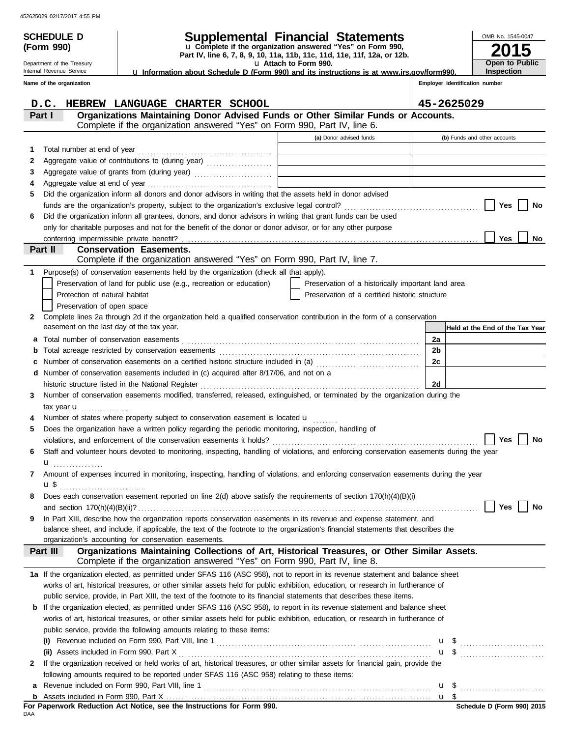452625029 02/17/2017 4:55 PM

**SCHEDULE D (Form 990)**

Department of the Treasury
Internal Revenue Service

# Supplemental Financial Statements

u Complete if the organization answered "Yes" on Form 990, Part IV, line 6, 7, 8, 9, 10, 11a, 11b, 11c, 11d, 11e, 11f, 12a, or 12b.
u Attach to Form 990.
u Information about Schedule D (Form 990) and its instructions is at www.irs.gov/form990.

OMB No. 1545-0047

**2015**

**Open to Public Inspection**

**Name of the organization**: D.C. HEBREW LANGUAGE CHARTER SCHOOL

**Employer identification number**: 45-2625029

## Part I Organizations Maintaining Donor Advised Funds or Other Similar Funds or Accounts.

Complete if the organization answered "Yes" on Form 990, Part IV, line 6.

| | | (a) Donor advised funds | (b) Funds and other accounts |
|---|---|---|---|
| 1 | Total number at end of year | | |
| 2 | Aggregate value of contributions to (during year) | | |
| 3 | Aggregate value of grants from (during year) | | |
| 4 | Aggregate value at end of year | | |

5 Did the organization inform all donors and donor advisors in writing that the assets held in donor advised funds are the organization's property, subject to the organization's exclusive legal control? ☐ Yes ☐ No

6 Did the organization inform all grantees, donors, and donor advisors in writing that grant funds can be used only for charitable purposes and not for the benefit of the donor or donor advisor, or for any other purpose conferring impermissible private benefit? ☐ Yes ☐ No

## Part II Conservation Easements.

Complete if the organization answered "Yes" on Form 990, Part IV, line 7.

1 Purpose(s) of conservation easements held by the organization (check all that apply).

- ☐ Preservation of land for public use (e.g., recreation or education)
- ☐ Protection of natural habitat
- ☐ Preservation of open space
- ☐ Preservation of a historically important land area
- ☐ Preservation of a certified historic structure

2 Complete lines 2a through 2d if the organization held a qualified conservation contribution in the form of a conservation easement on the last day of the tax year.

| | | | Held at the End of the Tax Year |
|---|---|---|---|
| a | Total number of conservation easements | 2a | |
| b | Total acreage restricted by conservation easements | 2b | |
| c | Number of conservation easements on a certified historic structure included in (a) | 2c | |
| d | Number of conservation easements included in (c) acquired after 8/17/06, and not on a historic structure listed in the National Register | 2d | |

3 Number of conservation easements modified, transferred, released, extinguished, or terminated by the organization during the tax year u

4 Number of states where property subject to conservation easement is located u

5 Does the organization have a written policy regarding the periodic monitoring, inspection, handling of violations, and enforcement of the conservation easements it holds? ☐ Yes ☐ No

6 Staff and volunteer hours devoted to monitoring, inspecting, handling of violations, and enforcing conservation easements during the year u

7 Amount of expenses incurred in monitoring, inspecting, handling of violations, and enforcing conservation easements during the year u $

8 Does each conservation easement reported on line 2(d) above satisfy the requirements of section 170(h)(4)(B)(i) and section 170(h)(4)(B)(ii)? ☐ Yes ☐ No

9 In Part XIII, describe how the organization reports conservation easements in its revenue and expense statement, and balance sheet, and include, if applicable, the text of the footnote to the organization's financial statements that describes the organization's accounting for conservation easements.

## Part III Organizations Maintaining Collections of Art, Historical Treasures, or Other Similar Assets.

Complete if the organization answered "Yes" on Form 990, Part IV, line 8.

1a If the organization elected, as permitted under SFAS 116 (ASC 958), not to report in its revenue statement and balance sheet works of art, historical treasures, or other similar assets held for public exhibition, education, or research in furtherance of public service, provide, in Part XIII, the text of the footnote to its financial statements that describes these items.

b If the organization elected, as permitted under SFAS 116 (ASC 958), to report in its revenue statement and balance sheet works of art, historical treasures, or other similar assets held for public exhibition, education, or research in furtherance of public service, provide the following amounts relating to these items:

(i) Revenue included on Form 990, Part VIII, line 1 u $

(ii) Assets included in Form 990, Part X u $

2 If the organization received or held works of art, historical treasures, or other similar assets for financial gain, provide the following amounts required to be reported under SFAS 116 (ASC 958) relating to these items:

a Revenue included on Form 990, Part VIII, line 1 u $

b Assets included in Form 990, Part X u $

**For Paperwork Reduction Act Notice, see the Instructions for Form 990.**

DAA

**Schedule D (Form 990) 2015**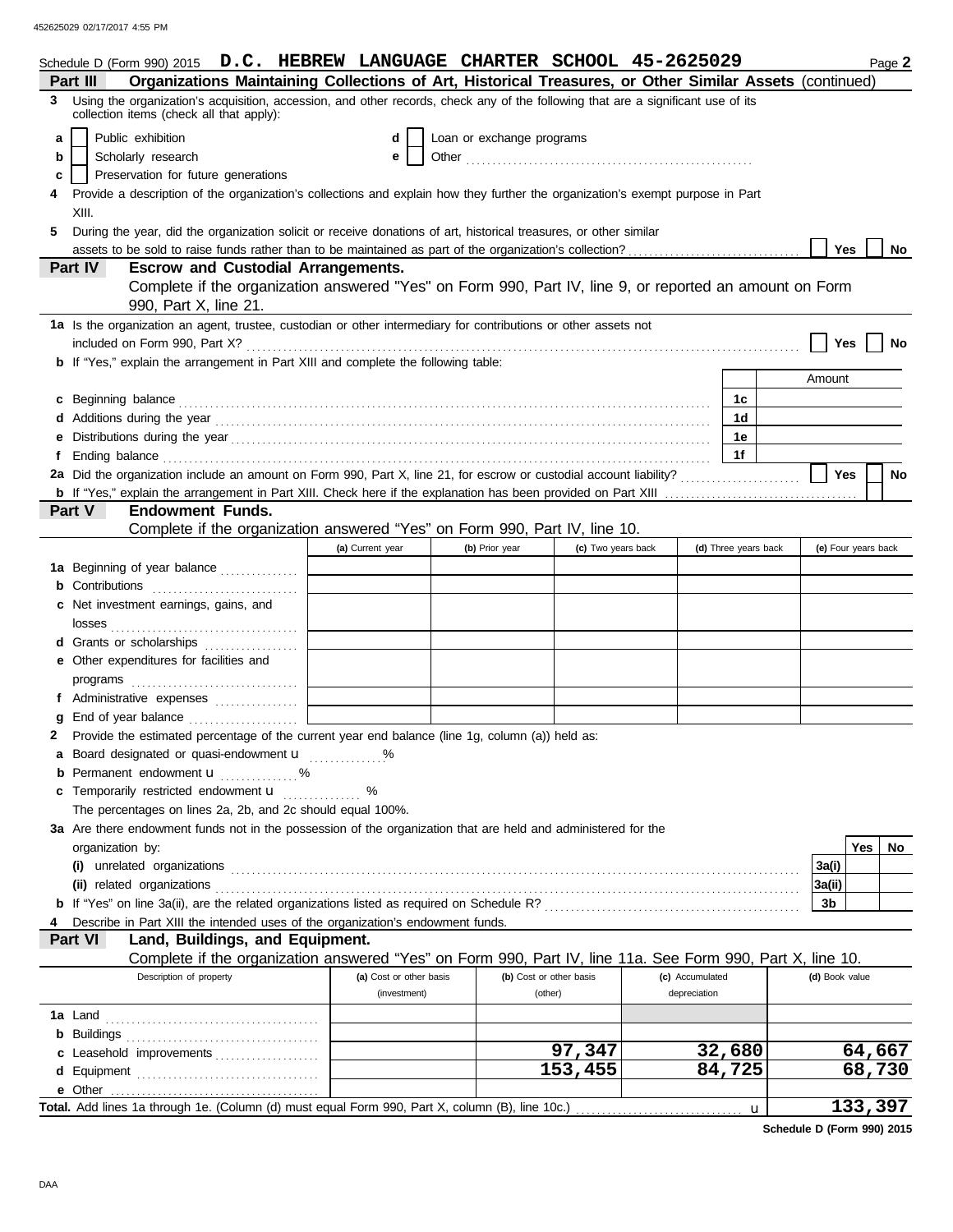Schedule D (Form 990) 2015 **D.C. HEBREW LANGUAGE CHARTER SCHOOL 45-2625029** Page **2**

## Part III — Organizations Maintaining Collections of Art, Historical Treasures, or Other Similar Assets (continued)

**3** Using the organization's acquisition, accession, and other records, check any of the following that are a significant use of its collection items (check all that apply):

- **a** ☐ Public exhibition
- **b** ☐ Scholarly research
- **c** ☐ Preservation for future generations
- **d** ☐ Loan or exchange programs
- **e** ☐ Other

**4** Provide a description of the organization's collections and explain how they further the organization's exempt purpose in Part XIII.

**5** During the year, did the organization solicit or receive donations of art, historical treasures, or other similar assets to be sold to raise funds rather than to be maintained as part of the organization's collection? ☐ Yes ☐ No

## Part IV — Escrow and Custodial Arrangements.

Complete if the organization answered "Yes" on Form 990, Part IV, line 9, or reported an amount on Form 990, Part X, line 21.

**1a** Is the organization an agent, trustee, custodian or other intermediary for contributions or other assets not included on Form 990, Part X? ☐ Yes ☐ No

**b** If "Yes," explain the arrangement in Part XIII and complete the following table:

| | | Amount |
|---|---|---|
| **c** Beginning balance | 1c | |
| **d** Additions during the year | 1d | |
| **e** Distributions during the year | 1e | |
| **f** Ending balance | 1f | |

**2a** Did the organization include an amount on Form 990, Part X, line 21, for escrow or custodial account liability? ☐ Yes ☐ No

**b** If "Yes," explain the arrangement in Part XIII. Check here if the explanation has been provided on Part XIII ☐

## Part V — Endowment Funds.

Complete if the organization answered "Yes" on Form 990, Part IV, line 10.

| | (a) Current year | (b) Prior year | (c) Two years back | (d) Three years back | (e) Four years back |
|---|---|---|---|---|---|
| **1a** Beginning of year balance | | | | | |
| **b** Contributions | | | | | |
| **c** Net investment earnings, gains, and losses | | | | | |
| **d** Grants or scholarships | | | | | |
| **e** Other expenditures for facilities and programs | | | | | |
| **f** Administrative expenses | | | | | |
| **g** End of year balance | | | | | |

**2** Provide the estimated percentage of the current year end balance (line 1g, column (a)) held as:

- **a** Board designated or quasi-endowment u ______ %
- **b** Permanent endowment u ______ %
- **c** Temporarily restricted endowment u ______ %

The percentages on lines 2a, 2b, and 2c should equal 100%.

**3a** Are there endowment funds not in the possession of the organization that are held and administered for the organization by:

| | | Yes | No |
|---|---|---|---|
| **(i)** unrelated organizations | 3a(i) | | |
| **(ii)** related organizations | 3a(ii) | | |
| **b** If "Yes" on line 3a(ii), are the related organizations listed as required on Schedule R? | 3b | | |

**4** Describe in Part XIII the intended uses of the organization's endowment funds.

## Part VI — Land, Buildings, and Equipment.

Complete if the organization answered "Yes" on Form 990, Part IV, line 11a. See Form 990, Part X, line 10.

| Description of property | (a) Cost or other basis (investment) | (b) Cost or other basis (other) | (c) Accumulated depreciation | (d) Book value |
|---|---|---|---|---|
| **1a** Land | | | | |
| **b** Buildings | | | | |
| **c** Leasehold improvements | | 97,347 | 32,680 | 64,667 |
| **d** Equipment | | 153,455 | 84,725 | 68,730 |
| **e** Other | | | | |
| **Total.** Add lines 1a through 1e. (Column (d) must equal Form 990, Part X, column (B), line 10c.) u | | | | 133,397 |

**Schedule D (Form 990) 2015**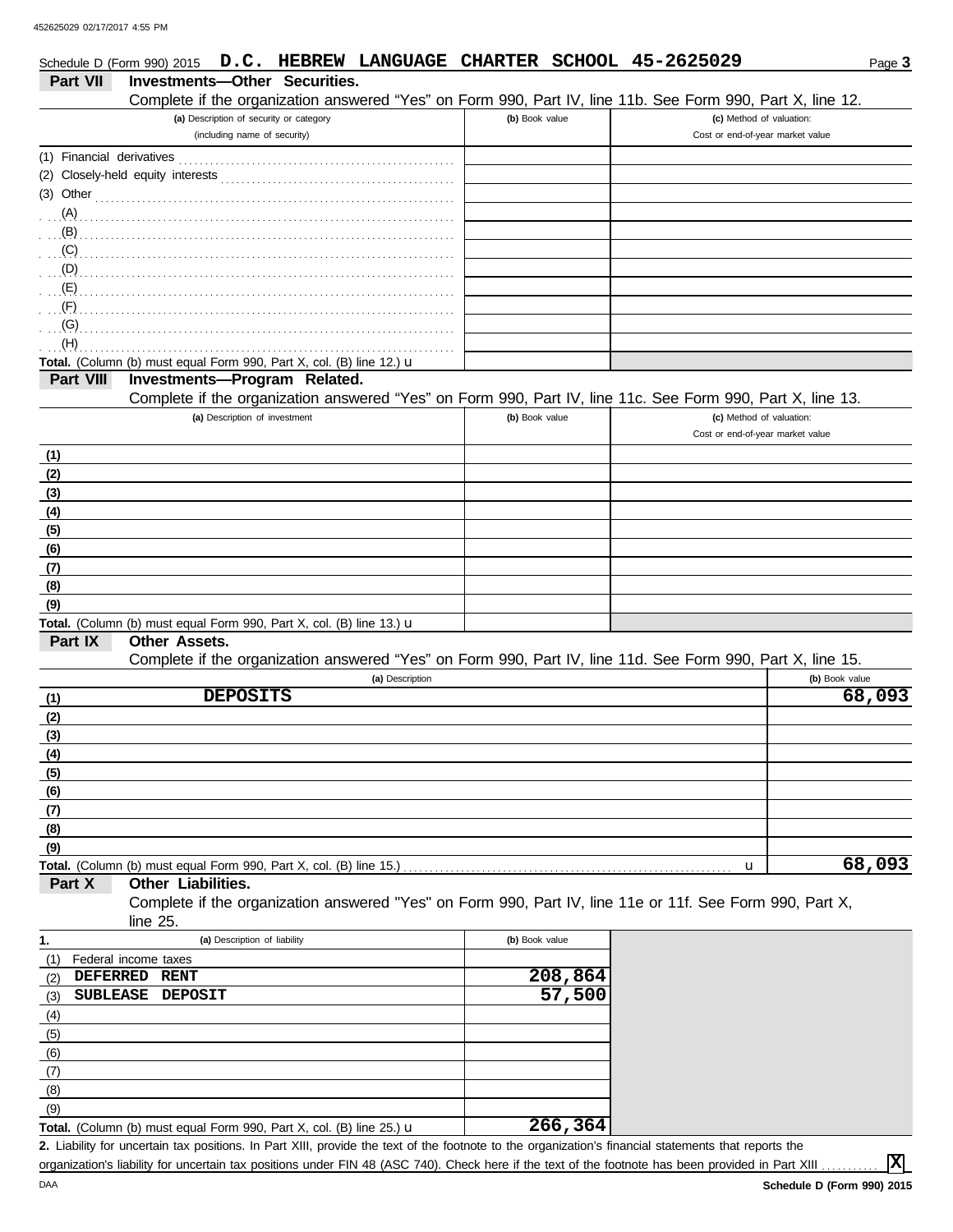Schedule D (Form 990) 2015 **D.C. HEBREW LANGUAGE CHARTER SCHOOL 45-2625029** Page **3**

## Part VII Investments—Other Securities.

Complete if the organization answered "Yes" on Form 990, Part IV, line 11b. See Form 990, Part X, line 12.

| (a) Description of security or category (including name of security) | (b) Book value | (c) Method of valuation: Cost or end-of-year market value |
|---|---|---|
| (1) Financial derivatives | | |
| (2) Closely-held equity interests | | |
| (3) Other | | |
| (A) | | |
| (B) | | |
| (C) | | |
| (D) | | |
| (E) | | |
| (F) | | |
| (G) | | |
| (H) | | |
| **Total.** (Column (b) must equal Form 990, Part X, col. (B) line 12.) u | | |

## Part VIII Investments—Program Related.

Complete if the organization answered "Yes" on Form 990, Part IV, line 11c. See Form 990, Part X, line 13.

| (a) Description of investment | (b) Book value | (c) Method of valuation: Cost or end-of-year market value |
|---|---|---|
| (1) | | |
| (2) | | |
| (3) | | |
| (4) | | |
| (5) | | |
| (6) | | |
| (7) | | |
| (8) | | |
| (9) | | |
| **Total.** (Column (b) must equal Form 990, Part X, col. (B) line 13.) u | | |

## Part IX Other Assets.

Complete if the organization answered "Yes" on Form 990, Part IV, line 11d. See Form 990, Part X, line 15.

| (a) Description | (b) Book value |
|---|---|
| (1) DEPOSITS | 68,093 |
| (2) | |
| (3) | |
| (4) | |
| (5) | |
| (6) | |
| (7) | |
| (8) | |
| (9) | |
| **Total.** (Column (b) must equal Form 990, Part X, col. (B) line 15.) u | 68,093 |

## Part X Other Liabilities.

Complete if the organization answered "Yes" on Form 990, Part IV, line 11e or 11f. See Form 990, Part X, line 25.

| 1. (a) Description of liability | (b) Book value |
|---|---|
| (1) Federal income taxes | |
| (2) DEFERRED RENT | 208,864 |
| (3) SUBLEASE DEPOSIT | 57,500 |
| (4) | |
| (5) | |
| (6) | |
| (7) | |
| (8) | |
| (9) | |
| **Total.** (Column (b) must equal Form 990, Part X, col. (B) line 25.) u | 266,364 |

**2.** Liability for uncertain tax positions. In Part XIII, provide the text of the footnote to the organization's financial statements that reports the organization's liability for uncertain tax positions under FIN 48 (ASC 740). Check here if the text of the footnote has been provided in Part XIII . . . . . . . . . . . [X]

DAA **Schedule D (Form 990) 2015**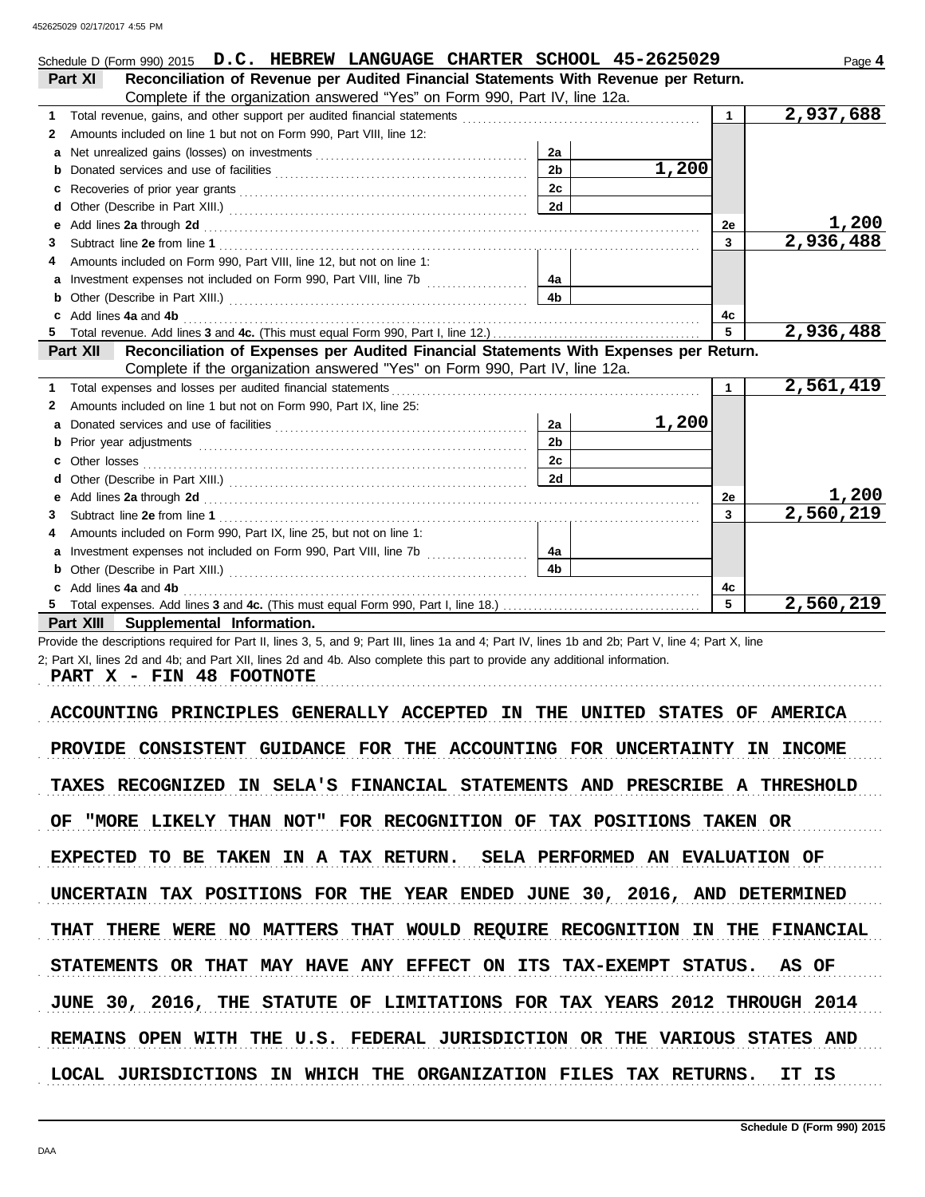Schedule D (Form 990) 2015 **D.C. HEBREW LANGUAGE CHARTER SCHOOL 45-2625029** Page **4**

**Part XI — Reconciliation of Revenue per Audited Financial Statements With Revenue per Return.** Complete if the organization answered "Yes" on Form 990, Part IV, line 12a.

| | | | | | |
|---|---|---|---|---|---|
| **1** | Total revenue, gains, and other support per audited financial statements | | | 1 | 2,937,688 |
| **2** | Amounts included on line 1 but not on Form 990, Part VIII, line 12: | | | | |
| **a** | Net unrealized gains (losses) on investments | 2a | | | |
| **b** | Donated services and use of facilities | 2b | 1,200 | | |
| **c** | Recoveries of prior year grants | 2c | | | |
| **d** | Other (Describe in Part XIII.) | 2d | | | |
| **e** | Add lines **2a** through **2d** | | | 2e | 1,200 |
| **3** | Subtract line **2e** from line **1** | | | 3 | 2,936,488 |
| **4** | Amounts included on Form 990, Part VIII, line 12, but not on line 1: | | | | |
| **a** | Investment expenses not included on Form 990, Part VIII, line 7b | 4a | | | |
| **b** | Other (Describe in Part XIII.) | 4b | | | |
| **c** | Add lines **4a** and **4b** | | | 4c | |
| **5** | Total revenue. Add lines **3** and **4c.** (This must equal Form 990, Part I, line 12.) | | | 5 | 2,936,488 |

**Part XII — Reconciliation of Expenses per Audited Financial Statements With Expenses per Return.** Complete if the organization answered "Yes" on Form 990, Part IV, line 12a.

| | | | | | |
|---|---|---|---|---|---|
| **1** | Total expenses and losses per audited financial statements | | | 1 | 2,561,419 |
| **2** | Amounts included on line 1 but not on Form 990, Part IX, line 25: | | | | |
| **a** | Donated services and use of facilities | 2a | 1,200 | | |
| **b** | Prior year adjustments | 2b | | | |
| **c** | Other losses | 2c | | | |
| **d** | Other (Describe in Part XIII.) | 2d | | | |
| **e** | Add lines **2a** through **2d** | | | 2e | 1,200 |
| **3** | Subtract line **2e** from line **1** | | | 3 | 2,560,219 |
| **4** | Amounts included on Form 990, Part IX, line 25, but not on line 1: | | | | |
| **a** | Investment expenses not included on Form 990, Part VIII, line 7b | 4a | | | |
| **b** | Other (Describe in Part XIII.) | 4b | | | |
| **c** | Add lines **4a** and **4b** | | | 4c | |
| **5** | Total expenses. Add lines **3** and **4c.** (This must equal Form 990, Part I, line 18.) | | | 5 | 2,560,219 |

**Part XIII — Supplemental Information.**

Provide the descriptions required for Part II, lines 3, 5, and 9; Part III, lines 1a and 4; Part IV, lines 1b and 2b; Part V, line 4; Part X, line 2; Part XI, lines 2d and 4b; and Part XII, lines 2d and 4b. Also complete this part to provide any additional information.

PART X - FIN 48 FOOTNOTE

ACCOUNTING PRINCIPLES GENERALLY ACCEPTED IN THE UNITED STATES OF AMERICA PROVIDE CONSISTENT GUIDANCE FOR THE ACCOUNTING FOR UNCERTAINTY IN INCOME TAXES RECOGNIZED IN SELA'S FINANCIAL STATEMENTS AND PRESCRIBE A THRESHOLD OF "MORE LIKELY THAN NOT" FOR RECOGNITION OF TAX POSITIONS TAKEN OR EXPECTED TO BE TAKEN IN A TAX RETURN. SELA PERFORMED AN EVALUATION OF UNCERTAIN TAX POSITIONS FOR THE YEAR ENDED JUNE 30, 2016, AND DETERMINED THAT THERE WERE NO MATTERS THAT WOULD REQUIRE RECOGNITION IN THE FINANCIAL STATEMENTS OR THAT MAY HAVE ANY EFFECT ON ITS TAX-EXEMPT STATUS. AS OF JUNE 30, 2016, THE STATUTE OF LIMITATIONS FOR TAX YEARS 2012 THROUGH 2014 REMAINS OPEN WITH THE U.S. FEDERAL JURISDICTION OR THE VARIOUS STATES AND LOCAL JURISDICTIONS IN WHICH THE ORGANIZATION FILES TAX RETURNS. IT IS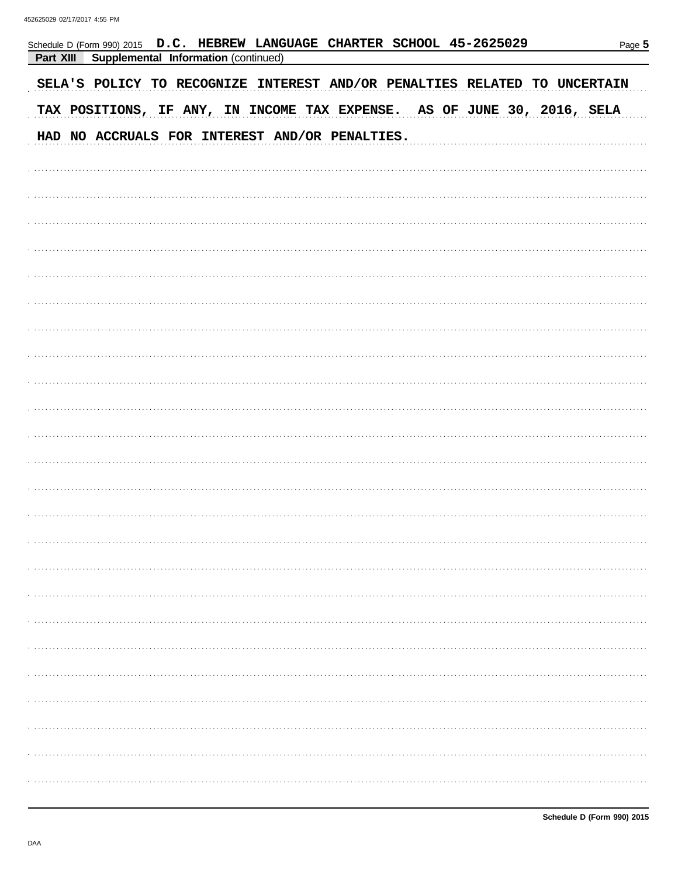Schedule D (Form 990) 2015 D.C. HEBREW LANGUAGE CHARTER SCHOOL 45-2625029

**Part XIII Supplemental Information** (continued)

SELA'S POLICY TO RECOGNIZE INTEREST AND/OR PENALTIES RELATED TO UNCERTAIN TAX POSITIONS, IF ANY, IN INCOME TAX EXPENSE. AS OF JUNE 30, 2016, SELA HAD NO ACCRUALS FOR INTEREST AND/OR PENALTIES.

Schedule D (Form 990) 2015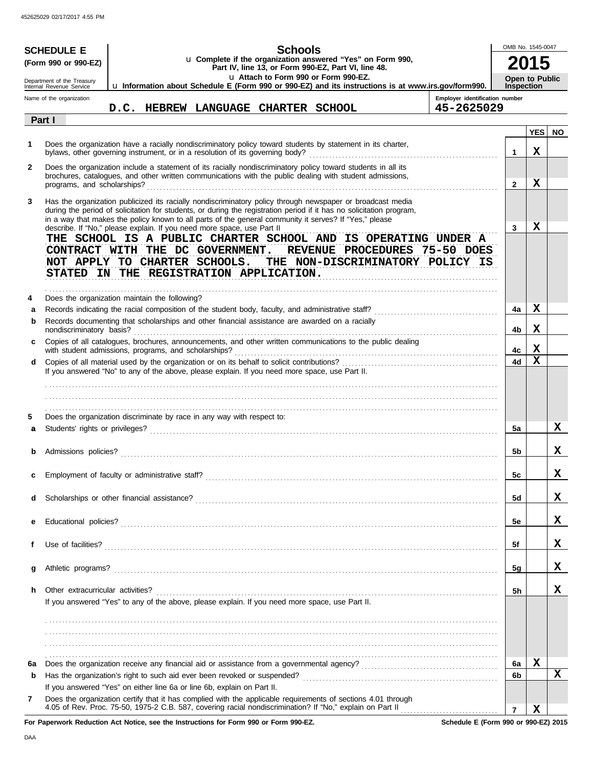452625029 02/17/2017 4:55 PM

**SCHEDULE E**
**(Form 990 or 990-EZ)**

Department of the Treasury
Internal Revenue Service

# Schools

u **Complete if the organization answered "Yes" on Form 990, Part IV, line 13, or Form 990-EZ, Part VI, line 48.**
u **Attach to Form 990 or Form 990-EZ.**
u **Information about Schedule E (Form 990 or 990-EZ) and its instructions is at www.irs.gov/form990.**

OMB No. 1545-0047
**2015**
**Open to Public Inspection**

Name of the organization: **D.C. HEBREW LANGUAGE CHARTER SCHOOL**
Employer identification number: **45-2625029**

**Part I**

| | | | YES | NO |
|---|---|---|---|---|
| 1 | Does the organization have a racially nondiscriminatory policy toward students by statement in its charter, bylaws, other governing instrument, or in a resolution of its governing body? | 1 | X | |
| 2 | Does the organization include a statement of its racially nondiscriminatory policy toward students in all its brochures, catalogues, and other written communications with the public dealing with student admissions, programs, and scholarships? | 2 | X | |
| 3 | Has the organization publicized its racially nondiscriminatory policy through newspaper or broadcast media during the period of solicitation for students, or during the registration period if it has no solicitation program, in a way that makes the policy known to all parts of the general community it serves? If "Yes," please describe. If "No," please explain. If you need more space, use Part II | 3 | X | |

THE SCHOOL IS A PUBLIC CHARTER SCHOOL AND IS OPERATING UNDER A CONTRACT WITH THE DC GOVERNMENT. REVENUE PROCEDURES 75-50 DOES NOT APPLY TO CHARTER SCHOOLS. THE NON-DISCRIMINATORY POLICY IS STATED IN THE REGISTRATION APPLICATION.

| | | | YES | NO |
|---|---|---|---|---|
| 4 | Does the organization maintain the following? | | | |
| a | Records indicating the racial composition of the student body, faculty, and administrative staff? | 4a | X | |
| b | Records documenting that scholarships and other financial assistance are awarded on a racially nondiscriminatory basis? | 4b | X | |
| c | Copies of all catalogues, brochures, announcements, and other written communications to the public dealing with student admissions, programs, and scholarships? | 4c | X | |
| d | Copies of all material used by the organization or on its behalf to solicit contributions? | 4d | X | |

If you answered "No" to any of the above, please explain. If you need more space, use Part II.

| | | | YES | NO |
|---|---|---|---|---|
| 5 | Does the organization discriminate by race in any way with respect to: | | | |
| a | Students' rights or privileges? | 5a | | X |
| b | Admissions policies? | 5b | | X |
| c | Employment of faculty or administrative staff? | 5c | | X |
| d | Scholarships or other financial assistance? | 5d | | X |
| e | Educational policies? | 5e | | X |
| f | Use of facilities? | 5f | | X |
| g | Athletic programs? | 5g | | X |
| h | Other extracurricular activities? | 5h | | X |

If you answered "Yes" to any of the above, please explain. If you need more space, use Part II.

| | | | YES | NO |
|---|---|---|---|---|
| 6a | Does the organization receive any financial aid or assistance from a governmental agency? | 6a | X | |
| b | Has the organization's right to such aid ever been revoked or suspended? | 6b | | X |
| | If you answered "Yes" on either line 6a or line 6b, explain on Part II. | | | |
| 7 | Does the organization certify that it has complied with the applicable requirements of sections 4.01 through 4.05 of Rev. Proc. 75-50, 1975-2 C.B. 587, covering racial nondiscrimination? If "No," explain on Part II | 7 | X | |

**For Paperwork Reduction Act Notice, see the Instructions for Form 990 or Form 990-EZ.**
**Schedule E (Form 990 or 990-EZ) 2015**

DAA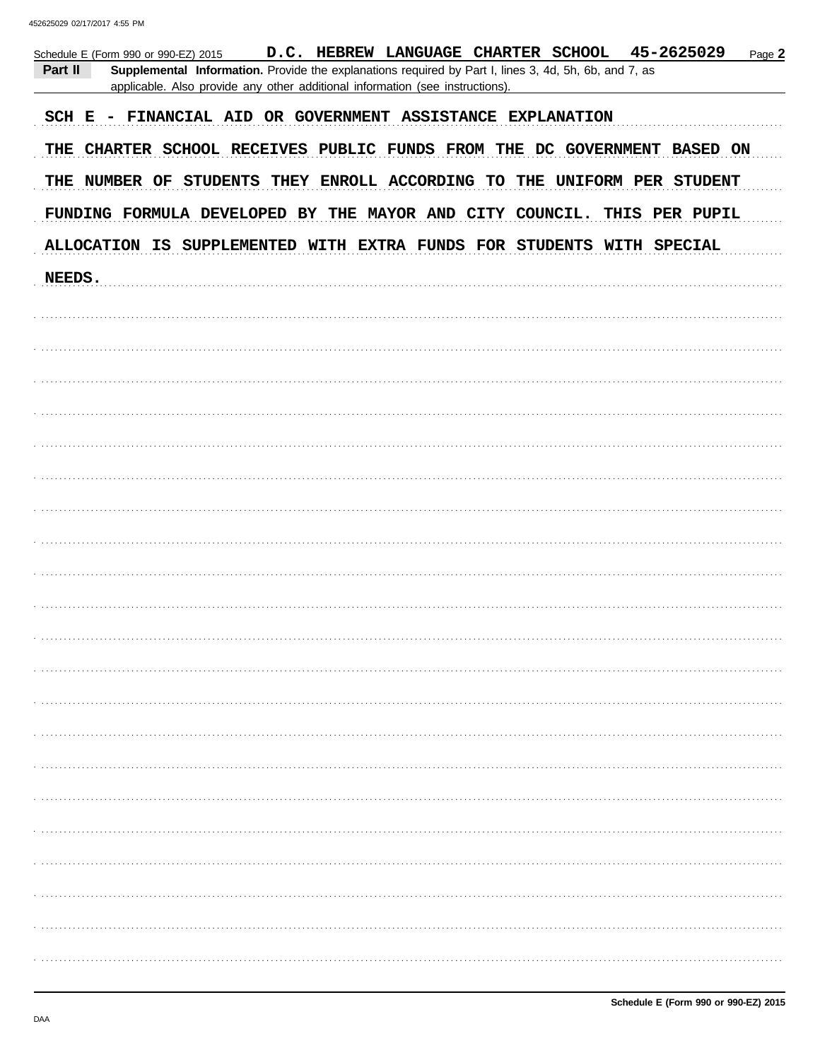Schedule E (Form 990 or 990-EZ) 2015 **D.C. HEBREW LANGUAGE CHARTER SCHOOL 45-2625029** Page **2**

**Part II** **Supplemental Information.** Provide the explanations required by Part I, lines 3, 4d, 5h, 6b, and 7, as applicable. Also provide any other additional information (see instructions).

SCH E - FINANCIAL AID OR GOVERNMENT ASSISTANCE EXPLANATION

THE CHARTER SCHOOL RECEIVES PUBLIC FUNDS FROM THE DC GOVERNMENT BASED ON THE NUMBER OF STUDENTS THEY ENROLL ACCORDING TO THE UNIFORM PER STUDENT FUNDING FORMULA DEVELOPED BY THE MAYOR AND CITY COUNCIL. THIS PER PUPIL ALLOCATION IS SUPPLEMENTED WITH EXTRA FUNDS FOR STUDENTS WITH SPECIAL NEEDS.

**Schedule E (Form 990 or 990-EZ) 2015**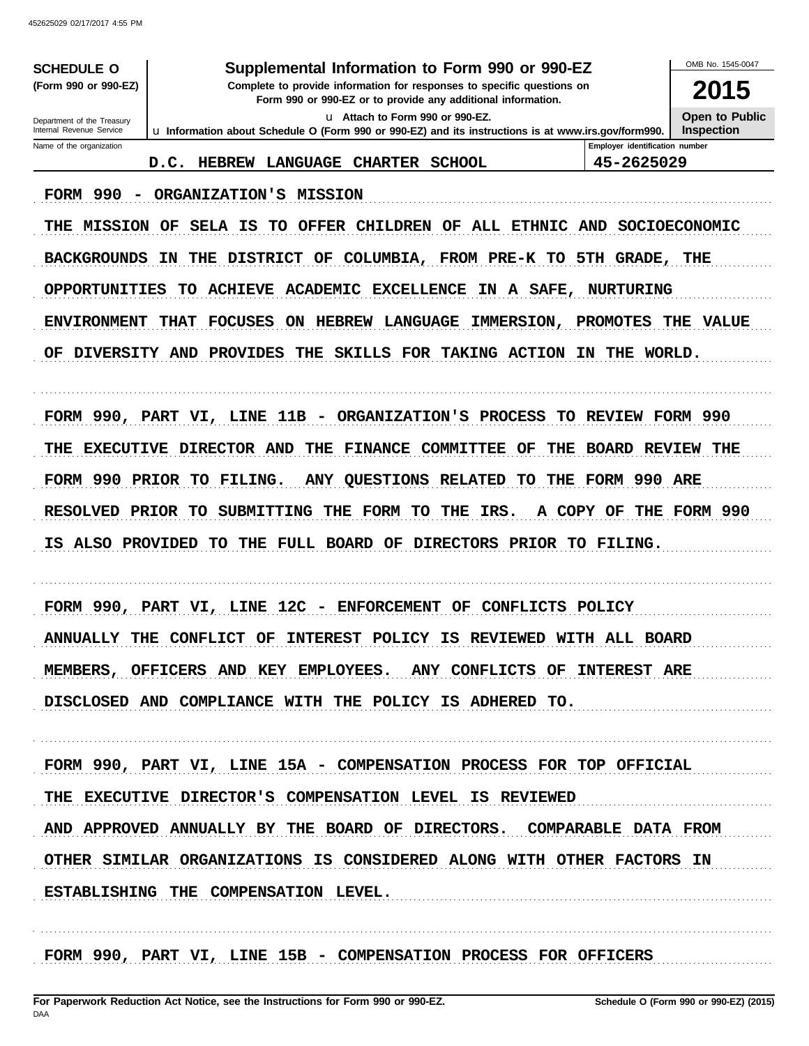**SCHEDULE O (Form 990 or 990-EZ)**

Department of the Treasury
Internal Revenue Service

# Supplemental Information to Form 990 or 990-EZ

**Complete to provide information for responses to specific questions on Form 990 or 990-EZ or to provide any additional information.**

u Attach to Form 990 or 990-EZ.

u Information about Schedule O (Form 990 or 990-EZ) and its instructions is at www.irs.gov/form990.

OMB No. 1545-0047

**2015**

**Open to Public Inspection**

| Name of the organization | Employer identification number |
|---|---|
| D.C. HEBREW LANGUAGE CHARTER SCHOOL | 45-2625029 |

FORM 990 - ORGANIZATION'S MISSION

THE MISSION OF SELA IS TO OFFER CHILDREN OF ALL ETHNIC AND SOCIOECONOMIC BACKGROUNDS IN THE DISTRICT OF COLUMBIA, FROM PRE-K TO 5TH GRADE, THE OPPORTUNITIES TO ACHIEVE ACADEMIC EXCELLENCE IN A SAFE, NURTURING ENVIRONMENT THAT FOCUSES ON HEBREW LANGUAGE IMMERSION, PROMOTES THE VALUE OF DIVERSITY AND PROVIDES THE SKILLS FOR TAKING ACTION IN THE WORLD.

FORM 990, PART VI, LINE 11B - ORGANIZATION'S PROCESS TO REVIEW FORM 990

THE EXECUTIVE DIRECTOR AND THE FINANCE COMMITTEE OF THE BOARD REVIEW THE FORM 990 PRIOR TO FILING. ANY QUESTIONS RELATED TO THE FORM 990 ARE RESOLVED PRIOR TO SUBMITTING THE FORM TO THE IRS. A COPY OF THE FORM 990 IS ALSO PROVIDED TO THE FULL BOARD OF DIRECTORS PRIOR TO FILING.

FORM 990, PART VI, LINE 12C - ENFORCEMENT OF CONFLICTS POLICY

ANNUALLY THE CONFLICT OF INTEREST POLICY IS REVIEWED WITH ALL BOARD MEMBERS, OFFICERS AND KEY EMPLOYEES. ANY CONFLICTS OF INTEREST ARE DISCLOSED AND COMPLIANCE WITH THE POLICY IS ADHERED TO.

FORM 990, PART VI, LINE 15A - COMPENSATION PROCESS FOR TOP OFFICIAL

THE EXECUTIVE DIRECTOR'S COMPENSATION LEVEL IS REVIEWED AND APPROVED ANNUALLY BY THE BOARD OF DIRECTORS. COMPARABLE DATA FROM OTHER SIMILAR ORGANIZATIONS IS CONSIDERED ALONG WITH OTHER FACTORS IN ESTABLISHING THE COMPENSATION LEVEL.

FORM 990, PART VI, LINE 15B - COMPENSATION PROCESS FOR OFFICERS

For Paperwork Reduction Act Notice, see the Instructions for Form 990 or 990-EZ. Schedule O (Form 990 or 990-EZ) (2015)

DAA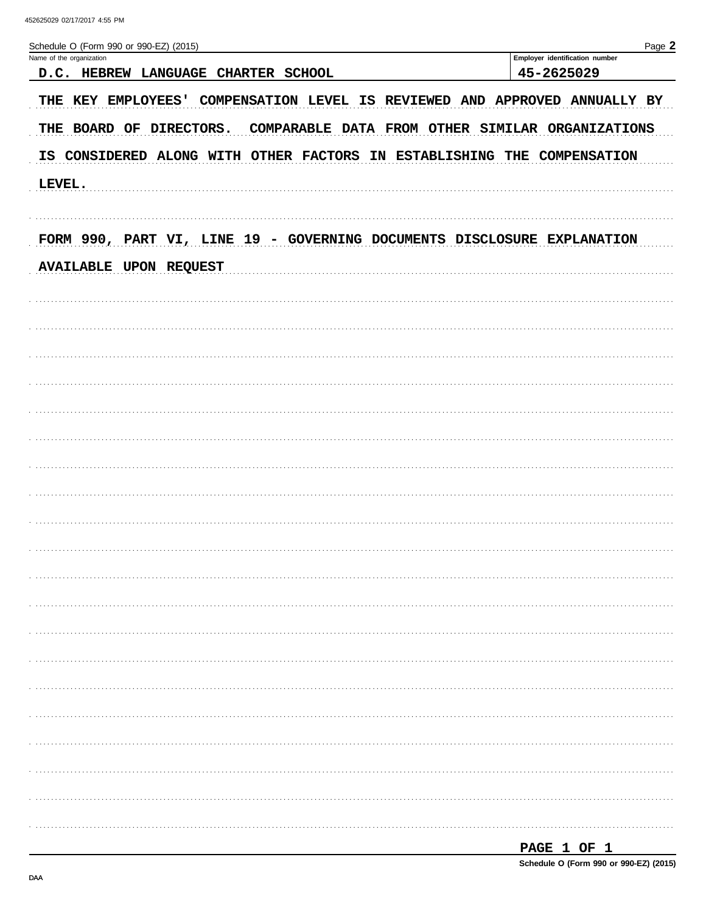Schedule O (Form 990 or 990-EZ) (2015) Page **2**

| Name of the organization | Employer identification number |
|---|---|
| D.C. HEBREW LANGUAGE CHARTER SCHOOL | 45-2625029 |

THE KEY EMPLOYEES' COMPENSATION LEVEL IS REVIEWED AND APPROVED ANNUALLY BY THE BOARD OF DIRECTORS. COMPARABLE DATA FROM OTHER SIMILAR ORGANIZATIONS IS CONSIDERED ALONG WITH OTHER FACTORS IN ESTABLISHING THE COMPENSATION LEVEL.

FORM 990, PART VI, LINE 19 - GOVERNING DOCUMENTS DISCLOSURE EXPLANATION

AVAILABLE UPON REQUEST

Schedule O (Form 990 or 990-EZ) (2015)